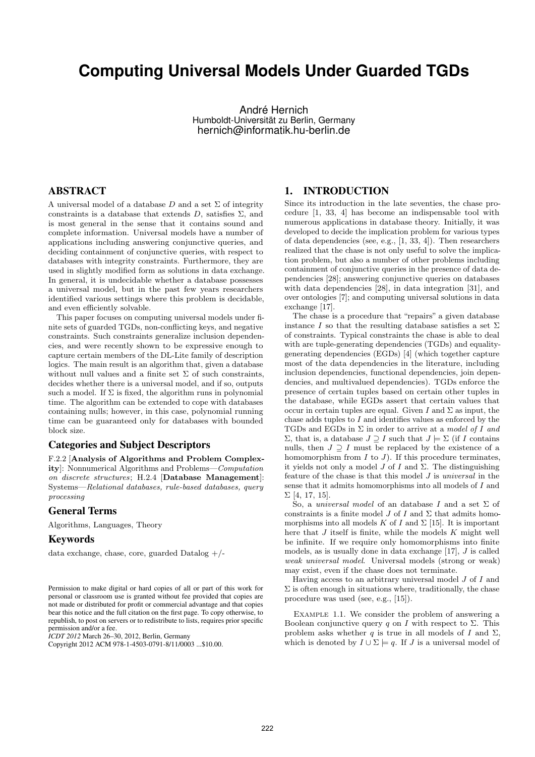# Computing Universal Models Under Guarded TGDs

André Hernich
Humboldt-Universität zu Berlin, Germany
hernich@informatik.hu-berlin.de

## ABSTRACT

A universal model of a database $D$ and a set $\Sigma$ of integrity constraints is a database that extends $D$, satisfies $\Sigma$, and is most general in the sense that it contains sound and complete information. Universal models have a number of applications including answering conjunctive queries, and deciding containment of conjunctive queries, with respect to databases with integrity constraints. Furthermore, they are used in slightly modified form as solutions in data exchange. In general, it is undecidable whether a database possesses a universal model, but in the past few years researchers identified various settings where this problem is decidable, and even efficiently solvable.

This paper focuses on computing universal models under finite sets of guarded TGDs, non-conflicting keys, and negative constraints. Such constraints generalize inclusion dependencies, and were recently shown to be expressive enough to capture certain members of the DL-Lite family of description logics. The main result is an algorithm that, given a database without null values and a finite set $\Sigma$ of such constraints, decides whether there is a universal model, and if so, outputs such a model. If $\Sigma$ is fixed, the algorithm runs in polynomial time. The algorithm can be extended to cope with databases containing nulls; however, in this case, polynomial running time can be guaranteed only for databases with bounded block size.

### Categories and Subject Descriptors

F.2.2 [**Analysis of Algorithms and Problem Complexity**]: Nonnumerical Algorithms and Problems—*Computation on discrete structures*; H.2.4 [**Database Management**]: Systems—*Relational databases, rule-based databases, query processing*

### General Terms

Algorithms, Languages, Theory

### Keywords

data exchange, chase, core, guarded Datalog +/-

Permission to make digital or hard copies of all or part of this work for personal or classroom use is granted without fee provided that copies are not made or distributed for profit or commercial advantage and that copies bear this notice and the full citation on the first page. To copy otherwise, to republish, to post on servers or to redistribute to lists, requires prior specific permission and/or a fee.
*ICDT 2012* March 26–30, 2012, Berlin, Germany
Copyright 2012 ACM 978-1-4503-0791-8/11/0003 ...$10.00.

## 1. INTRODUCTION

Since its introduction in the late seventies, the chase procedure [1, 33, 4] has become an indispensable tool with numerous applications in database theory. Initially, it was developed to decide the implication problem for various types of data dependencies (see, e.g., [1, 33, 4]). Then researchers realized that the chase is not only useful to solve the implication problem, but also a number of other problems including containment of conjunctive queries in the presence of data dependencies [28]; answering conjunctive queries on databases with data dependencies [28], in data integration [31], and over ontologies [7]; and computing universal solutions in data exchange [17].

The chase is a procedure that "repairs" a given database instance $I$ so that the resulting database satisfies a set $\Sigma$ of constraints. Typical constraints the chase is able to deal with are tuple-generating dependencies (TGDs) and equality-generating dependencies (EGDs) [4] (which together capture most of the data dependencies in the literature, including inclusion dependencies, functional dependencies, join dependencies, and multivalued dependencies). TGDs enforce the presence of certain tuples based on certain other tuples in the database, while EGDs assert that certain values that occur in certain tuples are equal. Given $I$ and $\Sigma$ as input, the chase adds tuples to $I$ and identifies values as enforced by the TGDs and EGDs in $\Sigma$ in order to arrive at a *model of $I$ and $\Sigma$*, that is, a database $J \supseteq I$ such that $J \models \Sigma$ (if $I$ contains nulls, then $J \supseteq I$ must be replaced by the existence of a homomorphism from $I$ to $J$). If this procedure terminates, it yields not only a model $J$ of $I$ and $\Sigma$. The distinguishing feature of the chase is that this model $J$ is *universal* in the sense that it admits homomorphisms into all models of $I$ and $\Sigma$ [4, 17, 15].

So, a *universal model* of an database $I$ and a set $\Sigma$ of constraints is a finite model $J$ of $I$ and $\Sigma$ that admits homomorphisms into all models $K$ of $I$ and $\Sigma$ [15]. It is important here that $J$ itself is finite, while the models $K$ might well be infinite. If we require only homomorphisms into finite models, as is usually done in data exchange [17], $J$ is called *weak universal model*. Universal models (strong or weak) may exist, even if the chase does not terminate.

Having access to an arbitrary universal model $J$ of $I$ and $\Sigma$ is often enough in situations where, traditionally, the chase procedure was used (see, e.g., [15]).

Example 1.1. We consider the problem of answering a Boolean conjunctive query $q$ on $I$ with respect to $\Sigma$. This problem asks whether $q$ is true in all models of $I$ and $\Sigma$, which is denoted by $I \cup \Sigma \models q$. If $J$ is a universal model of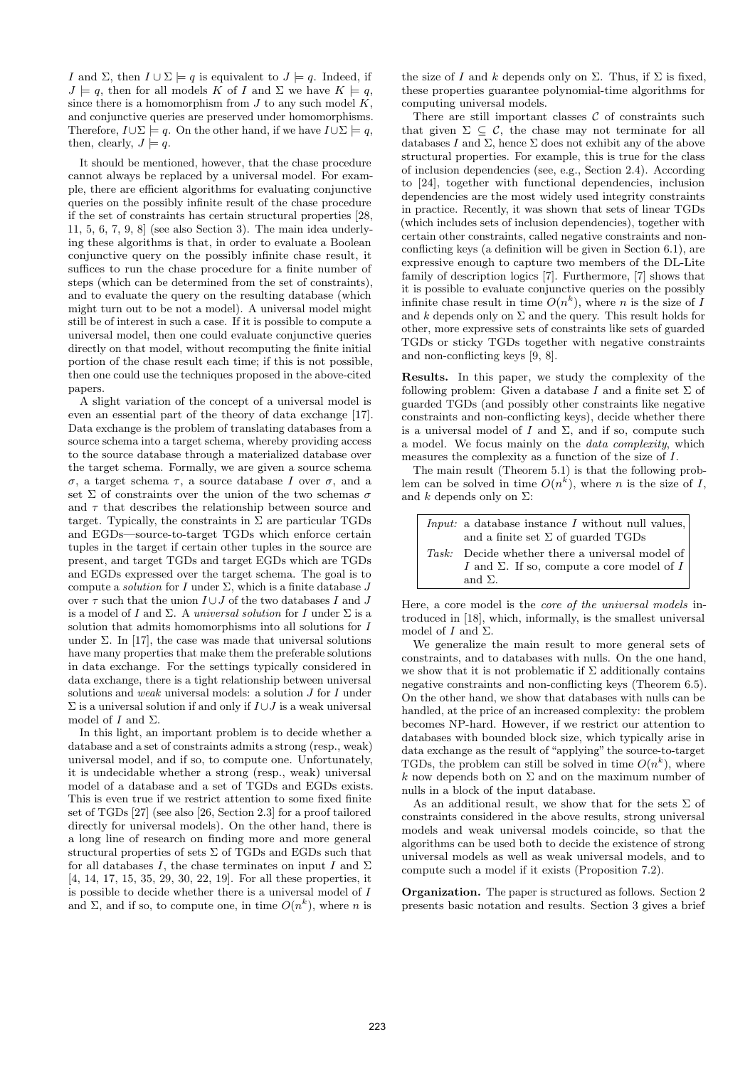$I$ and $\Sigma$, then $I \cup \Sigma \models q$ is equivalent to $J \models q$. Indeed, if $J \models q$, then for all models $K$ of $I$ and $\Sigma$ we have $K \models q$, since there is a homomorphism from $J$ to any such model $K$, and conjunctive queries are preserved under homomorphisms. Therefore, $I \cup \Sigma \models q$. On the other hand, if we have $I \cup \Sigma \models q$, then, clearly, $J \models q$.

It should be mentioned, however, that the chase procedure cannot always be replaced by a universal model. For example, there are efficient algorithms for evaluating conjunctive queries on the possibly infinite result of the chase procedure if the set of constraints has certain structural properties [28, 11, 5, 6, 7, 9, 8] (see also Section 3). The main idea underlying these algorithms is that, in order to evaluate a Boolean conjunctive query on the possibly infinite chase result, it suffices to run the chase procedure for a finite number of steps (which can be determined from the set of constraints), and to evaluate the query on the resulting database (which might turn out to be not a model). A universal model might still be of interest in such a case. If it is possible to compute a universal model, then one could evaluate conjunctive queries directly on that model, without recomputing the finite initial portion of the chase result each time; if this is not possible, then one could use the techniques proposed in the above-cited papers.

A slight variation of the concept of a universal model is even an essential part of the theory of data exchange [17]. Data exchange is the problem of translating databases from a source schema into a target schema, whereby providing access to the source database through a materialized database over the target schema. Formally, we are given a source schema $\sigma$, a target schema $\tau$, a source database $I$ over $\sigma$, and a set $\Sigma$ of constraints over the union of the two schemas $\sigma$ and $\tau$ that describes the relationship between source and target. Typically, the constraints in $\Sigma$ are particular TGDs and EGDs—source-to-target TGDs which enforce certain tuples in the target if certain other tuples in the source are present, and target TGDs and target EGDs which are TGDs and EGDs expressed over the target schema. The goal is to compute a *solution* for $I$ under $\Sigma$, which is a finite database $J$ over $\tau$ such that the union $I \cup J$ of the two databases $I$ and $J$ is a model of $I$ and $\Sigma$. A *universal solution* for $I$ under $\Sigma$ is a solution that admits homomorphisms into all solutions for $I$ under $\Sigma$. In [17], the case was made that universal solutions have many properties that make them the preferable solutions in data exchange. For the settings typically considered in data exchange, there is a tight relationship between universal solutions and *weak* universal models: a solution $J$ for $I$ under $\Sigma$ is a universal solution if and only if $I \cup J$ is a weak universal model of $I$ and $\Sigma$.

In this light, an important problem is to decide whether a database and a set of constraints admits a strong (resp., weak) universal model, and if so, to compute one. Unfortunately, it is undecidable whether a strong (resp., weak) universal model of a database and a set of TGDs and EGDs exists. This is even true if we restrict attention to some fixed finite set of TGDs [27] (see also [26, Section 2.3] for a proof tailored directly for universal models). On the other hand, there is a long line of research on finding more and more general structural properties of sets $\Sigma$ of TGDs and EGDs such that for all databases $I$, the chase terminates on input $I$ and $\Sigma$ [4, 14, 17, 15, 35, 29, 30, 22, 19]. For all these properties, it is possible to decide whether there is a universal model of $I$ and $\Sigma$, and if so, to compute one, in time $O(n^k)$, where $n$ is the size of $I$ and $k$ depends only on $\Sigma$. Thus, if $\Sigma$ is fixed, these properties guarantee polynomial-time algorithms for computing universal models.

There are still important classes $\mathcal{C}$ of constraints such that given $\Sigma \subseteq \mathcal{C}$, the chase may not terminate for all databases $I$ and $\Sigma$, hence $\Sigma$ does not exhibit any of the above structural properties. For example, this is true for the class of inclusion dependencies (see, e.g., Section 2.4). According to [24], together with functional dependencies, inclusion dependencies are the most widely used integrity constraints in practice. Recently, it was shown that sets of linear TGDs (which includes sets of inclusion dependencies), together with certain other constraints, called negative constraints and non-conflicting keys (a definition will be given in Section 6.1), are expressive enough to capture two members of the DL-Lite family of description logics [7]. Furthermore, [7] shows that it is possible to evaluate conjunctive queries on the possibly infinite chase result in time $O(n^k)$, where $n$ is the size of $I$ and $k$ depends only on $\Sigma$ and the query. This result holds for other, more expressive sets of constraints like sets of guarded TGDs or sticky TGDs together with negative constraints and non-conflicting keys [9, 8].

**Results.** In this paper, we study the complexity of the following problem: Given a database $I$ and a finite set $\Sigma$ of guarded TGDs (and possibly other constraints like negative constraints and non-conflicting keys), decide whether there is a universal model of $I$ and $\Sigma$, and if so, compute such a model. We focus mainly on the *data complexity*, which measures the complexity as a function of the size of $I$.

The main result (Theorem 5.1) is that the following problem can be solved in time $O(n^k)$, where $n$ is the size of $I$, and $k$ depends only on $\Sigma$:

| | |
|---|---|
| *Input:* | a database instance $I$ without null values, and a finite set $\Sigma$ of guarded TGDs |
| *Task:* | Decide whether there a universal model of $I$ and $\Sigma$. If so, compute a core model of $I$ and $\Sigma$. |

Here, a core model is the *core of the universal models* introduced in [18], which, informally, is the smallest universal model of $I$ and $\Sigma$.

We generalize the main result to more general sets of constraints, and to databases with nulls. On the one hand, we show that it is not problematic if $\Sigma$ additionally contains negative constraints and non-conflicting keys (Theorem 6.5). On the other hand, we show that databases with nulls can be handled, at the price of an increased complexity: the problem becomes NP-hard. However, if we restrict our attention to databases with bounded block size, which typically arise in data exchange as the result of "applying" the source-to-target TGDs, the problem can still be solved in time $O(n^k)$, where $k$ now depends both on $\Sigma$ and on the maximum number of nulls in a block of the input database.

As an additional result, we show that for the sets $\Sigma$ of constraints considered in the above results, strong universal models and weak universal models coincide, so that the algorithms can be used both to decide the existence of strong universal models as well as weak universal models, and to compute such a model if it exists (Proposition 7.2).

**Organization.** The paper is structured as follows. Section 2 presents basic notation and results. Section 3 gives a brief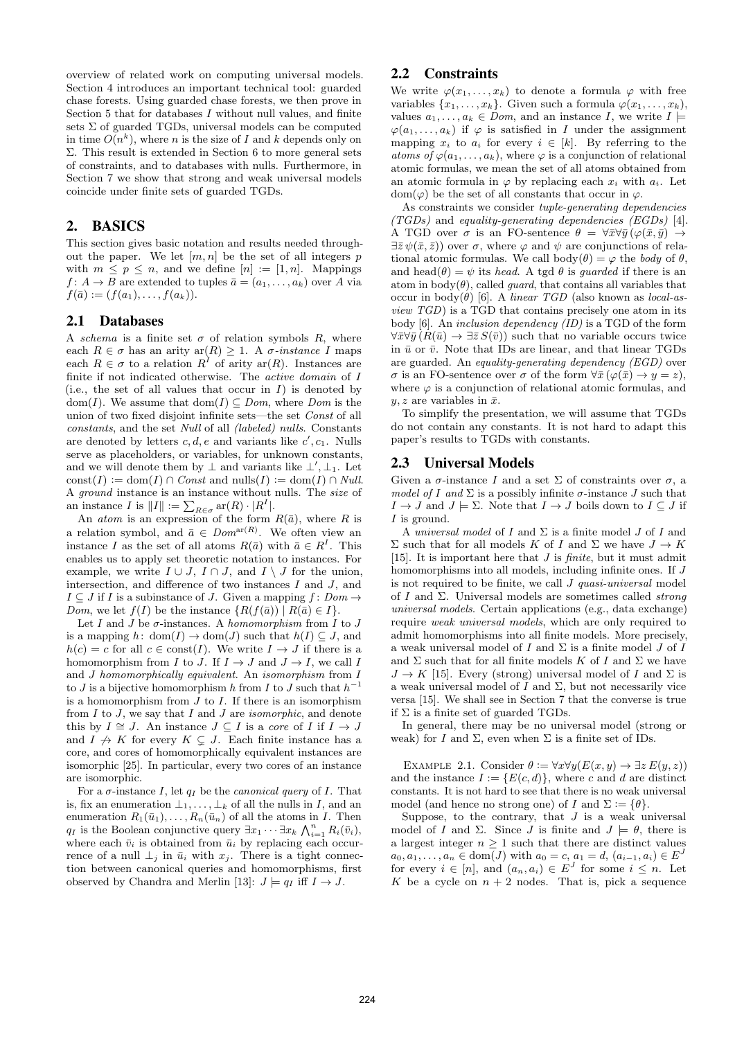overview of related work on computing universal models. Section 4 introduces an important technical tool: guarded chase forests. Using guarded chase forests, we then prove in Section 5 that for databases $I$ without null values, and finite sets $\Sigma$ of guarded TGDs, universal models can be computed in time $O(n^k)$, where $n$ is the size of $I$ and $k$ depends only on $\Sigma$. This result is extended in Section 6 to more general sets of constraints, and to databases with nulls. Furthermore, in Section 7 we show that strong and weak universal models coincide under finite sets of guarded TGDs.

## 2. BASICS

This section gives basic notation and results needed throughout the paper. We let $[m, n]$ be the set of all integers $p$ with $m \leq p \leq n$, and we define $[n] := [1, n]$. Mappings $f: A \to B$ are extended to tuples $\bar{a} = (a_1, \ldots, a_k)$ over $A$ via $f(\bar{a}) := (f(a_1), \ldots, f(a_k))$.

### 2.1 Databases

A *schema* is a finite set $\sigma$ of relation symbols $R$, where each $R \in \sigma$ has an arity $\text{ar}(R) \geq 1$. A $\sigma$-*instance* $I$ maps each $R \in \sigma$ to a relation $R^I$ of arity $\text{ar}(R)$. Instances are finite if not indicated otherwise. The *active domain* of $I$ (i.e., the set of all values that occur in $I$) is denoted by $\text{dom}(I)$. We assume that $\text{dom}(I) \subseteq \textit{Dom}$, where $\textit{Dom}$ is the union of two fixed disjoint infinite sets—the set $\textit{Const}$ of all *constants*, and the set $\textit{Null}$ of all *(labeled) nulls*. Constants are denoted by letters $c, d, e$ and variants like $c', c_1$. Nulls serve as placeholders, or variables, for unknown constants, and we will denote them by $\bot$ and variants like $\bot', \bot_1$. Let $\text{const}(I) := \text{dom}(I) \cap \textit{Const}$ and $\text{nulls}(I) := \text{dom}(I) \cap \textit{Null}$. A *ground* instance is an instance without nulls. The *size* of an instance $I$ is $\|I\| := \sum_{R \in \sigma} \text{ar}(R) \cdot |R^I|$.

An *atom* is an expression of the form $R(\bar{a})$, where $R$ is a relation symbol, and $\bar{a} \in \textit{Dom}^{\text{ar}(R)}$. We often view an instance $I$ as the set of all atoms $R(\bar{a})$ with $\bar{a} \in R^I$. This enables us to apply set theoretic notation to instances. For example, we write $I \cup J$, $I \cap J$, and $I \setminus J$ for the union, intersection, and difference of two instances $I$ and $J$, and $I \subseteq J$ if $I$ is a subinstance of $J$. Given a mapping $f: \textit{Dom} \to \textit{Dom}$, we let $f(I)$ be the instance $\{R(f(\bar{a})) \mid R(\bar{a}) \in I\}$.

Let $I$ and $J$ be $\sigma$-instances. A *homomorphism* from $I$ to $J$ is a mapping $h: \text{dom}(I) \to \text{dom}(J)$ such that $h(I) \subseteq J$, and $h(c) = c$ for all $c \in \text{const}(I)$. We write $I \to J$ if there is a homomorphism from $I$ to $J$. If $I \to J$ and $J \to I$, we call $I$ and $J$ *homomorphically equivalent*. An *isomorphism* from $I$ to $J$ is a bijective homomorphism $h$ from $I$ to $J$ such that $h^{-1}$ is a homomorphism from $J$ to $I$. If there is an isomorphism from $I$ to $J$, we say that $I$ and $J$ are *isomorphic*, and denote this by $I \cong J$. An instance $J \subseteq I$ is a *core* of $I$ if $I \to J$ and $I \not\to K$ for every $K \subsetneq J$. Each finite instance has a core, and cores of homomorphically equivalent instances are isomorphic [25]. In particular, every two cores of an instance are isomorphic.

For a $\sigma$-instance $I$, let $q_I$ be the *canonical query* of $I$. That is, fix an enumeration $\bot_1, \ldots, \bot_k$ of all the nulls in $I$, and an enumeration $R_1(\bar{u}_1), \ldots, R_n(\bar{u}_n)$ of all the atoms in $I$. Then $q_I$ is the Boolean conjunctive query $\exists x_1 \cdots \exists x_k \bigwedge_{i=1}^{n} R_i(\bar{v}_i)$, where each $\bar{v}_i$ is obtained from $\bar{u}_i$ by replacing each occurrence of a null $\bot_j$ in $\bar{u}_i$ with $x_j$. There is a tight connection between canonical queries and homomorphisms, first observed by Chandra and Merlin [13]: $J \models q_I$ iff $I \to J$.

### 2.2 Constraints

We write $\varphi(x_1, \ldots, x_k)$ to denote a formula $\varphi$ with free variables $\{x_1, \ldots, x_k\}$. Given such a formula $\varphi(x_1, \ldots, x_k)$, values $a_1, \ldots, a_k \in \textit{Dom}$, and an instance $I$, we write $I \models \varphi(a_1, \ldots, a_k)$ if $\varphi$ is satisfied in $I$ under the assignment mapping $x_i$ to $a_i$ for every $i \in [k]$. By referring to the *atoms of* $\varphi(a_1, \ldots, a_k)$, where $\varphi$ is a conjunction of relational atomic formulas, we mean the set of all atoms obtained from an atomic formula in $\varphi$ by replacing each $x_i$ with $a_i$. Let $\text{dom}(\varphi)$ be the set of all constants that occur in $\varphi$.

As constraints we consider *tuple-generating dependencies (TGDs)* and *equality-generating dependencies (EGDs)* [4]. A TGD over $\sigma$ is an FO-sentence $\theta = \forall \bar{x} \forall \bar{y} \, (\varphi(\bar{x}, \bar{y}) \to \exists \bar{z} \, \psi(\bar{x}, \bar{z}))$ over $\sigma$, where $\varphi$ and $\psi$ are conjunctions of relational atomic formulas. We call $\text{body}(\theta) = \varphi$ the *body* of $\theta$, and $\text{head}(\theta) = \psi$ its *head*. A tgd $\theta$ is *guarded* if there is an atom in $\text{body}(\theta)$, called *guard*, that contains all variables that occur in $\text{body}(\theta)$ [6]. A *linear TGD* (also known as *local-as-view TGD*) is a TGD that contains precisely one atom in its body [6]. An *inclusion dependency (ID)* is a TGD of the form $\forall \bar{x} \forall \bar{y} \, (R(\bar{u}) \to \exists \bar{z} \, S(\bar{v}))$ such that no variable occurs twice in $\bar{u}$ or $\bar{v}$. Note that IDs are linear, and that linear TGDs are guarded. An *equality-generating dependency (EGD)* over $\sigma$ is an FO-sentence over $\sigma$ of the form $\forall \bar{x} \, (\varphi(\bar{x}) \to y = z)$, where $\varphi$ is a conjunction of relational atomic formulas, and $y, z$ are variables in $\bar{x}$.

To simplify the presentation, we will assume that TGDs do not contain any constants. It is not hard to adapt this paper's results to TGDs with constants.

### 2.3 Universal Models

Given a $\sigma$-instance $I$ and a set $\Sigma$ of constraints over $\sigma$, a *model of $I$ and $\Sigma$* is a possibly infinite $\sigma$-instance $J$ such that $I \to J$ and $J \models \Sigma$. Note that $I \to J$ boils down to $I \subseteq J$ if $I$ is ground.

A *universal model* of $I$ and $\Sigma$ is a finite model $J$ of $I$ and $\Sigma$ such that for all models $K$ of $I$ and $\Sigma$ we have $J \to K$ [15]. It is important here that $J$ is *finite*, but it must admit homomorphisms into all models, including infinite ones. If $J$ is not required to be finite, we call $J$ *quasi-universal* model of $I$ and $\Sigma$. Universal models are sometimes called *strong universal models*. Certain applications (e.g., data exchange) require *weak universal models*, which are only required to admit homomorphisms into all finite models. More precisely, a weak universal model of $I$ and $\Sigma$ is a finite model $J$ of $I$ and $\Sigma$ such that for all finite models $K$ of $I$ and $\Sigma$ we have $J \to K$ [15]. Every (strong) universal model of $I$ and $\Sigma$ is a weak universal model of $I$ and $\Sigma$, but not necessarily vice versa [15]. We shall see in Section 7 that the converse is true if $\Sigma$ is a finite set of guarded TGDs.

In general, there may be no universal model (strong or weak) for $I$ and $\Sigma$, even when $\Sigma$ is a finite set of IDs.

EXAMPLE 2.1. Consider $\theta := \forall x \forall y (E(x, y) \to \exists z \, E(y, z))$ and the instance $I := \{E(c, d)\}$, where $c$ and $d$ are distinct constants. It is not hard to see that there is no weak universal model (and hence no strong one) of $I$ and $\Sigma := \{\theta\}$.

Suppose, to the contrary, that $J$ is a weak universal model of $I$ and $\Sigma$. Since $J$ is finite and $J \models \theta$, there is a largest integer $n \geq 1$ such that there are distinct values $a_0, a_1, \ldots, a_n \in \text{dom}(J)$ with $a_0 = c$, $a_1 = d$, $(a_{i-1}, a_i) \in E^J$ for every $i \in [n]$, and $(a_n, a_i) \in E^J$ for some $i \leq n$. Let $K$ be a cycle on $n + 2$ nodes. That is, pick a sequence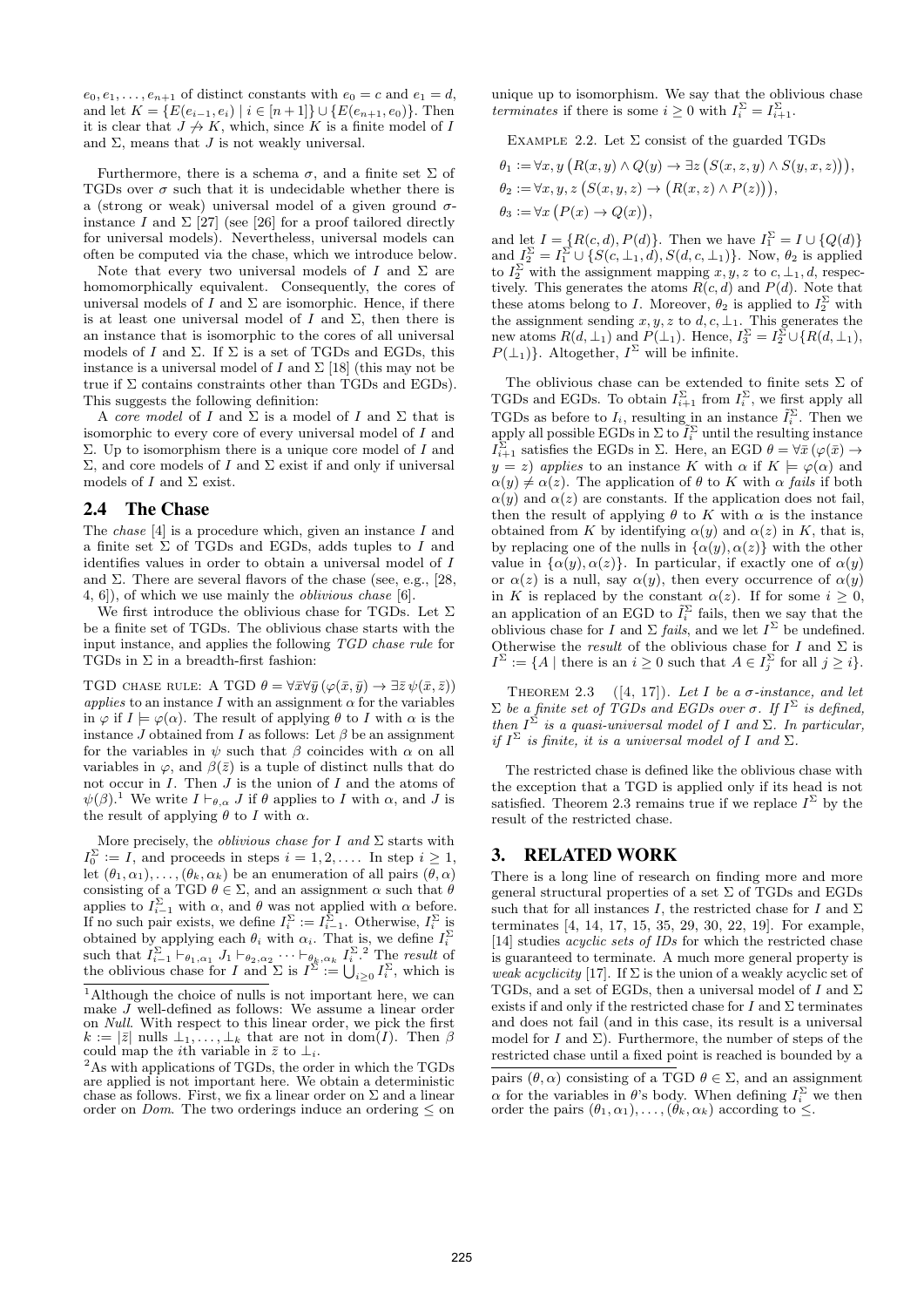$e_0, e_1, \ldots, e_{n+1}$ of distinct constants with $e_0 = c$ and $e_1 = d$, and let $K = \{E(e_{i-1}, e_i) \mid i \in [n+1]\} \cup \{E(e_{n+1}, e_0)\}$. Then it is clear that $J \not\to K$, which, since $K$ is a finite model of $I$ and $\Sigma$, means that $J$ is not weakly universal.

Furthermore, there is a schema $\sigma$, and a finite set $\Sigma$ of TGDs over $\sigma$ such that it is undecidable whether there is a (strong or weak) universal model of a given ground $\sigma$-instance $I$ and $\Sigma$ [27] (see [26] for a proof tailored directly for universal models). Nevertheless, universal models can often be computed via the chase, which we introduce below.

Note that every two universal models of $I$ and $\Sigma$ are homomorphically equivalent. Consequently, the cores of universal models of $I$ and $\Sigma$ are isomorphic. Hence, if there is at least one universal model of $I$ and $\Sigma$, then there is an instance that is isomorphic to the cores of all universal models of $I$ and $\Sigma$. If $\Sigma$ is a set of TGDs and EGDs, this instance is a universal model of $I$ and $\Sigma$ [18] (this may not be true if $\Sigma$ contains constraints other than TGDs and EGDs). This suggests the following definition:

A *core model* of $I$ and $\Sigma$ is a model of $I$ and $\Sigma$ that is isomorphic to every core of every universal model of $I$ and $\Sigma$. Up to isomorphism there is a unique core model of $I$ and $\Sigma$, and core models of $I$ and $\Sigma$ exist if and only if universal models of $I$ and $\Sigma$ exist.

## 2.4 The Chase

The *chase* [4] is a procedure which, given an instance $I$ and a finite set $\Sigma$ of TGDs and EGDs, adds tuples to $I$ and identifies values in order to obtain a universal model of $I$ and $\Sigma$. There are several flavors of the chase (see, e.g., [28, 4, 6]), of which we use mainly the *oblivious chase* [6].

We first introduce the oblivious chase for TGDs. Let $\Sigma$ be a finite set of TGDs. The oblivious chase starts with the input instance, and applies the following *TGD chase rule* for TGDs in $\Sigma$ in a breadth-first fashion:

TGD CHASE RULE: A TGD $\theta = \forall\bar{x}\forall\bar{y}\,(\varphi(\bar{x},\bar{y}) \to \exists\bar{z}\,\psi(\bar{x},\bar{z}))$ *applies* to an instance $I$ with an assignment $\alpha$ for the variables in $\varphi$ if $I \models \varphi(\alpha)$. The result of applying $\theta$ to $I$ with $\alpha$ is the instance $J$ obtained from $I$ as follows: Let $\beta$ be an assignment for the variables in $\psi$ such that $\beta$ coincides with $\alpha$ on all variables in $\varphi$, and $\beta(\bar{z})$ is a tuple of distinct nulls that do not occur in $I$. Then $J$ is the union of $I$ and the atoms of $\psi(\beta)$.[1] We write $I \vdash_{\theta,\alpha} J$ if $\theta$ applies to $I$ with $\alpha$, and $J$ is the result of applying $\theta$ to $I$ with $\alpha$.

More precisely, the *oblivious chase for $I$ and $\Sigma$* starts with $I_0^\Sigma := I$, and proceeds in steps $i = 1, 2, \ldots$. In step $i \geq 1$, let $(\theta_1, \alpha_1), \ldots, (\theta_k, \alpha_k)$ be an enumeration of all pairs $(\theta, \alpha)$ consisting of a TGD $\theta \in \Sigma$, and an assignment $\alpha$ such that $\theta$ applies to $I_{i-1}^\Sigma$ with $\alpha$, and $\theta$ was not applied with $\alpha$ before. If no such pair exists, we define $I_i^\Sigma := I_{i-1}^\Sigma$. Otherwise, $I_i^\Sigma$ is obtained by applying each $\theta_i$ with $\alpha_i$. That is, we define $I_i^\Sigma$ such that $I_{i-1}^\Sigma \vdash_{\theta_1,\alpha_1} J_1 \vdash_{\theta_2,\alpha_2} \cdots \vdash_{\theta_k,\alpha_k} I_i^\Sigma$.[2] The *result* of the oblivious chase for $I$ and $\Sigma$ is $I^\Sigma := \bigcup_{i\geq 0} I_i^\Sigma$, which is unique up to isomorphism. We say that the oblivious chase *terminates* if there is some $i \geq 0$ with $I_i^\Sigma = I_{i+1}^\Sigma$.

EXAMPLE 2.2. Let $\Sigma$ consist of the guarded TGDs

$$\theta_1 := \forall x, y\,\big(R(x,y) \land Q(y) \to \exists z\,\big(S(x,z,y) \land S(y,x,z)\big)\big),$$
$$\theta_2 := \forall x, y, z\,\big(S(x,y,z) \to \big(R(x,z) \land P(z)\big)\big),$$
$$\theta_3 := \forall x\,\big(P(x) \to Q(x)\big),$$

and let $I = \{R(c,d), P(d)\}$. Then we have $I_1^\Sigma = I \cup \{Q(d)\}$ and $I_2^\Sigma = I_1^\Sigma \cup \{S(c,\bot_1,d), S(d,c,\bot_1)\}$. Now, $\theta_2$ is applied to $I_2^\Sigma$ with the assignment mapping $x, y, z$ to $c, \bot_1, d$, respectively. This generates the atoms $R(c,d)$ and $P(d)$. Note that these atoms belong to $I$. Moreover, $\theta_2$ is applied to $I_2^\Sigma$ with the assignment sending $x, y, z$ to $d, c, \bot_1$. This generates the new atoms $R(d,\bot_1)$ and $P(\bot_1)$. Hence, $I_3^\Sigma = I_2^\Sigma \cup \{R(d,\bot_1), P(\bot_1)\}$. Altogether, $I^\Sigma$ will be infinite.

The oblivious chase can be extended to finite sets $\Sigma$ of TGDs and EGDs. To obtain $I_{i+1}^\Sigma$ from $I_i^\Sigma$, we first apply all TGDs as before to $I_i$, resulting in an instance $\tilde{I}_i^\Sigma$. Then we apply all possible EGDs in $\Sigma$ to $\tilde{I}_i^\Sigma$ until the resulting instance $I_{i+1}^\Sigma$ satisfies the EGDs in $\Sigma$. Here, an EGD $\theta = \forall\bar{x}\,(\varphi(\bar{x}) \to y = z)$ *applies* to an instance $K$ with $\alpha$ if $K \models \varphi(\alpha)$ and $\alpha(y) \neq \alpha(z)$. The application of $\theta$ to $K$ with $\alpha$ *fails* if both $\alpha(y)$ and $\alpha(z)$ are constants. If the application does not fail, then the result of applying $\theta$ to $K$ with $\alpha$ is the instance obtained from $K$ by identifying $\alpha(y)$ and $\alpha(z)$ in $K$, that is, by replacing one of the nulls in $\{\alpha(y), \alpha(z)\}$ with the other value in $\{\alpha(y), \alpha(z)\}$. In particular, if exactly one of $\alpha(y)$ or $\alpha(z)$ is a null, say $\alpha(y)$, then every occurrence of $\alpha(y)$ in $K$ is replaced by the constant $\alpha(z)$. If for some $i \geq 0$, an application of an EGD to $\tilde{I}_i^\Sigma$ fails, then we say that the oblivious chase for $I$ and $\Sigma$ *fails*, and we let $I^\Sigma$ be undefined. Otherwise the *result* of the oblivious chase for $I$ and $\Sigma$ is $I^\Sigma := \{A \mid \text{there is an } i \geq 0 \text{ such that } A \in I_j^\Sigma \text{ for all } j \geq i\}$.

THEOREM 2.3 ([4, 17]). *Let $I$ be a $\sigma$-instance, and let $\Sigma$ be a finite set of TGDs and EGDs over $\sigma$. If $I^\Sigma$ is defined, then $I^\Sigma$ is a quasi-universal model of $I$ and $\Sigma$. In particular, if $I^\Sigma$ is finite, it is a universal model of $I$ and $\Sigma$.*

The restricted chase is defined like the oblivious chase with the exception that a TGD is applied only if its head is not satisfied. Theorem 2.3 remains true if we replace $I^\Sigma$ by the result of the restricted chase.

# 3. RELATED WORK

There is a long line of research on finding more and more general structural properties of a set $\Sigma$ of TGDs and EGDs such that for all instances $I$, the restricted chase for $I$ and $\Sigma$ terminates [4, 14, 17, 15, 35, 29, 30, 22, 19]. For example, [14] studies *acyclic sets of IDs* for which the restricted chase is guaranteed to terminate. A much more general property is *weak acyclicity* [17]. If $\Sigma$ is the union of a weakly acyclic set of TGDs, and a set of EGDs, then a universal model of $I$ and $\Sigma$ exists if and only if the restricted chase for $I$ and $\Sigma$ terminates and does not fail (and in this case, its result is a universal model for $I$ and $\Sigma$). Furthermore, the number of steps of the restricted chase until a fixed point is reached is bounded by a

---

[1] Although the choice of nulls is not important here, we can make $J$ well-defined as follows: We assume a linear order on *Null*. With respect to this linear order, we pick the first $k := |\bar{z}|$ nulls $\bot_1, \ldots, \bot_k$ that are not in $\mathrm{dom}(I)$. Then $\beta$ could map the $i$th variable in $\bar{z}$ to $\bot_i$.

[2] As with applications of TGDs, the order in which the TGDs are applied is not important here. We obtain a deterministic chase as follows. First, we fix a linear order on $\Sigma$ and a linear order on *Dom*. The two orderings induce an ordering $\leq$ on pairs $(\theta, \alpha)$ consisting of a TGD $\theta \in \Sigma$, and an assignment $\alpha$ for the variables in $\theta$'s body. When defining $I_i^\Sigma$ we then order the pairs $(\theta_1, \alpha_1), \ldots, (\theta_k, \alpha_k)$ according to $\leq$.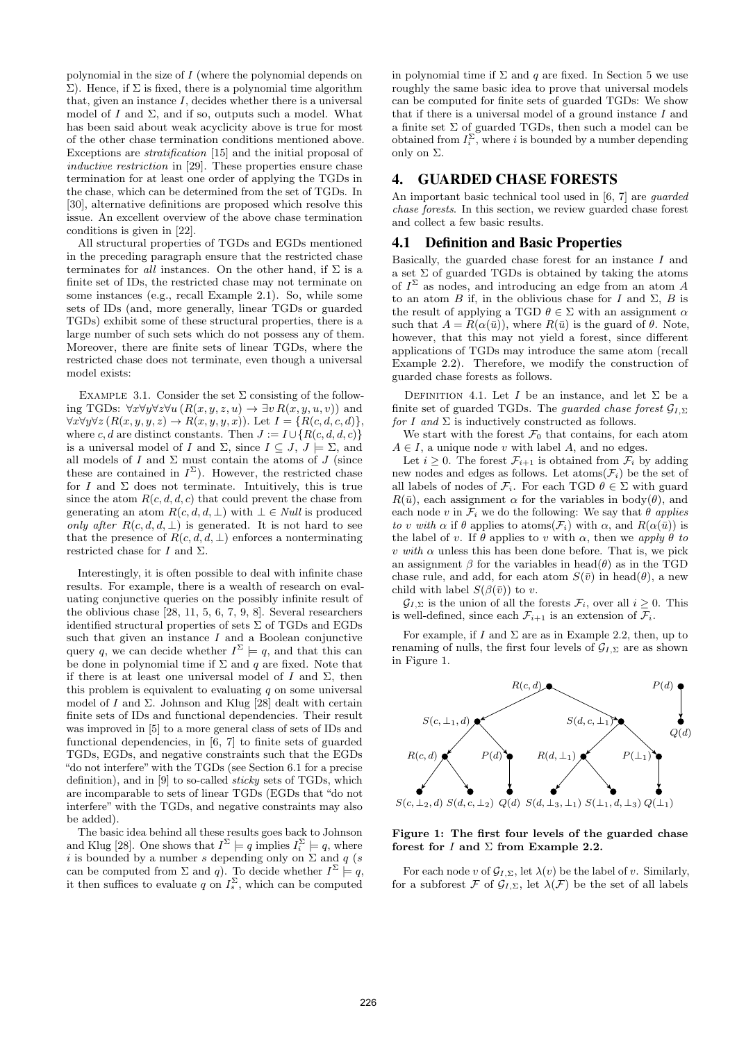polynomial in the size of $I$ (where the polynomial depends on $\Sigma$). Hence, if $\Sigma$ is fixed, there is a polynomial time algorithm that, given an instance $I$, decides whether there is a universal model of $I$ and $\Sigma$, and if so, outputs such a model. What has been said about weak acyclicity above is true for most of the other chase termination conditions mentioned above. Exceptions are *stratification* [15] and the initial proposal of *inductive restriction* in [29]. These properties ensure chase termination for at least one order of applying the TGDs in the chase, which can be determined from the set of TGDs. In [30], alternative definitions are proposed which resolve this issue. An excellent overview of the above chase termination conditions is given in [22].

All structural properties of TGDs and EGDs mentioned in the preceding paragraph ensure that the restricted chase terminates for *all* instances. On the other hand, if $\Sigma$ is a finite set of IDs, the restricted chase may not terminate on some instances (e.g., recall Example 2.1). So, while some sets of IDs (and, more generally, linear TGDs or guarded TGDs) exhibit some of these structural properties, there is a large number of such sets which do not possess any of them. Moreover, there are finite sets of linear TGDs, where the restricted chase does not terminate, even though a universal model exists:

Example 3.1. Consider the set $\Sigma$ consisting of the following TGDs: $\forall x \forall y \forall z \forall u\, (R(x, y, z, u) \rightarrow \exists v\, R(x, y, u, v))$ and $\forall x \forall y \forall z\, (R(x, y, y, z) \rightarrow R(x, y, y, x))$. Let $I = \{R(c, d, c, d)\}$, where $c, d$ are distinct constants. Then $J := I \cup \{R(c, d, d, c)\}$ is a universal model of $I$ and $\Sigma$, since $I \subseteq J$, $J \models \Sigma$, and all models of $I$ and $\Sigma$ must contain the atoms of $J$ (since these are contained in $I^{\Sigma}$). However, the restricted chase for $I$ and $\Sigma$ does not terminate. Intuitively, this is true since the atom $R(c, d, d, c)$ that could prevent the chase from generating an atom $R(c, d, d, \bot)$ with $\bot \in \mathit{Null}$ is produced *only after* $R(c, d, d, \bot)$ is generated. It is not hard to see that the presence of $R(c, d, d, \bot)$ enforces a nonterminating restricted chase for $I$ and $\Sigma$.

Interestingly, it is often possible to deal with infinite chase results. For example, there is a wealth of research on evaluating conjunctive queries on the possibly infinite result of the oblivious chase [28, 11, 5, 6, 7, 9, 8]. Several researchers identified structural properties of sets $\Sigma$ of TGDs and EGDs such that given an instance $I$ and a Boolean conjunctive query $q$, we can decide whether $I^{\Sigma} \models q$, and that this can be done in polynomial time if $\Sigma$ and $q$ are fixed. Note that if there is at least one universal model of $I$ and $\Sigma$, then this problem is equivalent to evaluating $q$ on some universal model of $I$ and $\Sigma$. Johnson and Klug [28] dealt with certain finite sets of IDs and functional dependencies. Their result was improved in [5] to a more general class of sets of IDs and functional dependencies, in [6, 7] to finite sets of guarded TGDs, EGDs, and negative constraints such that the EGDs "do not interfere" with the TGDs (see Section 6.1 for a precise definition), and in [9] to so-called *sticky* sets of TGDs, which are incomparable to sets of linear TGDs (EGDs that "do not interfere" with the TGDs, and negative constraints may also be added).

The basic idea behind all these results goes back to Johnson and Klug [28]. One shows that $I^{\Sigma} \models q$ implies $I_i^{\Sigma} \models q$, where $i$ is bounded by a number $s$ depending only on $\Sigma$ and $q$ ($s$ can be computed from $\Sigma$ and $q$). To decide whether $I^{\Sigma} \models q$, it then suffices to evaluate $q$ on $I_s^{\Sigma}$, which can be computed in polynomial time if $\Sigma$ and $q$ are fixed. In Section 5 we use roughly the same basic idea to prove that universal models can be computed for finite sets of guarded TGDs: We show that if there is a universal model of a ground instance $I$ and a finite set $\Sigma$ of guarded TGDs, then such a model can be obtained from $I_i^{\Sigma}$, where $i$ is bounded by a number depending only on $\Sigma$.

# 4. GUARDED CHASE FORESTS

An important basic technical tool used in [6, 7] are *guarded chase forests*. In this section, we review guarded chase forest and collect a few basic results.

## 4.1 Definition and Basic Properties

Basically, the guarded chase forest for an instance $I$ and a set $\Sigma$ of guarded TGDs is obtained by taking the atoms of $I^{\Sigma}$ as nodes, and introducing an edge from an atom $A$ to an atom $B$ if, in the oblivious chase for $I$ and $\Sigma$, $B$ is the result of applying a TGD $\theta \in \Sigma$ with an assignment $\alpha$ such that $A = R(\alpha(\bar{u}))$, where $R(\bar{u})$ is the guard of $\theta$. Note, however, that this may not yield a forest, since different applications of TGDs may introduce the same atom (recall Example 2.2). Therefore, we modify the construction of guarded chase forests as follows.

Definition 4.1. Let $I$ be an instance, and let $\Sigma$ be a finite set of guarded TGDs. The *guarded chase forest* $\mathcal{G}_{I,\Sigma}$ *for* $I$ *and* $\Sigma$ is inductively constructed as follows.

We start with the forest $\mathcal{F}_0$ that contains, for each atom $A \in I$, a unique node $v$ with label $A$, and no edges.

Let $i \geq 0$. The forest $\mathcal{F}_{i+1}$ is obtained from $\mathcal{F}_i$ by adding new nodes and edges as follows. Let $\text{atoms}(\mathcal{F}_i)$ be the set of all labels of nodes of $\mathcal{F}_i$. For each TGD $\theta \in \Sigma$ with guard $R(\bar{u})$, each assignment $\alpha$ for the variables in $\text{body}(\theta)$, and each node $v$ in $\mathcal{F}_i$ we do the following: We say that $\theta$ *applies to* $v$ *with* $\alpha$ if $\theta$ applies to $\text{atoms}(\mathcal{F}_i)$ with $\alpha$, and $R(\alpha(\bar{u}))$ is the label of $v$. If $\theta$ applies to $v$ with $\alpha$, then we *apply* $\theta$ *to* $v$ *with* $\alpha$ unless this has been done before. That is, we pick an assignment $\beta$ for the variables in $\text{head}(\theta)$ as in the TGD chase rule, and add, for each atom $S(\bar{v})$ in $\text{head}(\theta)$, a new child with label $S(\beta(\bar{v}))$ to $v$.

$\mathcal{G}_{I,\Sigma}$ is the union of all the forests $\mathcal{F}_i$, over all $i \geq 0$. This is well-defined, since each $\mathcal{F}_{i+1}$ is an extension of $\mathcal{F}_i$.

For example, if $I$ and $\Sigma$ are as in Example 2.2, then, up to renaming of nulls, the first four levels of $\mathcal{G}_{I,\Sigma}$ are as shown in Figure 1.

**Figure 1: The first four levels of the guarded chase forest for $I$ and $\Sigma$ from Example 2.2.**

For each node $v$ of $\mathcal{G}_{I,\Sigma}$, let $\lambda(v)$ be the label of $v$. Similarly, for a subforest $\mathcal{F}$ of $\mathcal{G}_{I,\Sigma}$, let $\lambda(\mathcal{F})$ be the set of all labels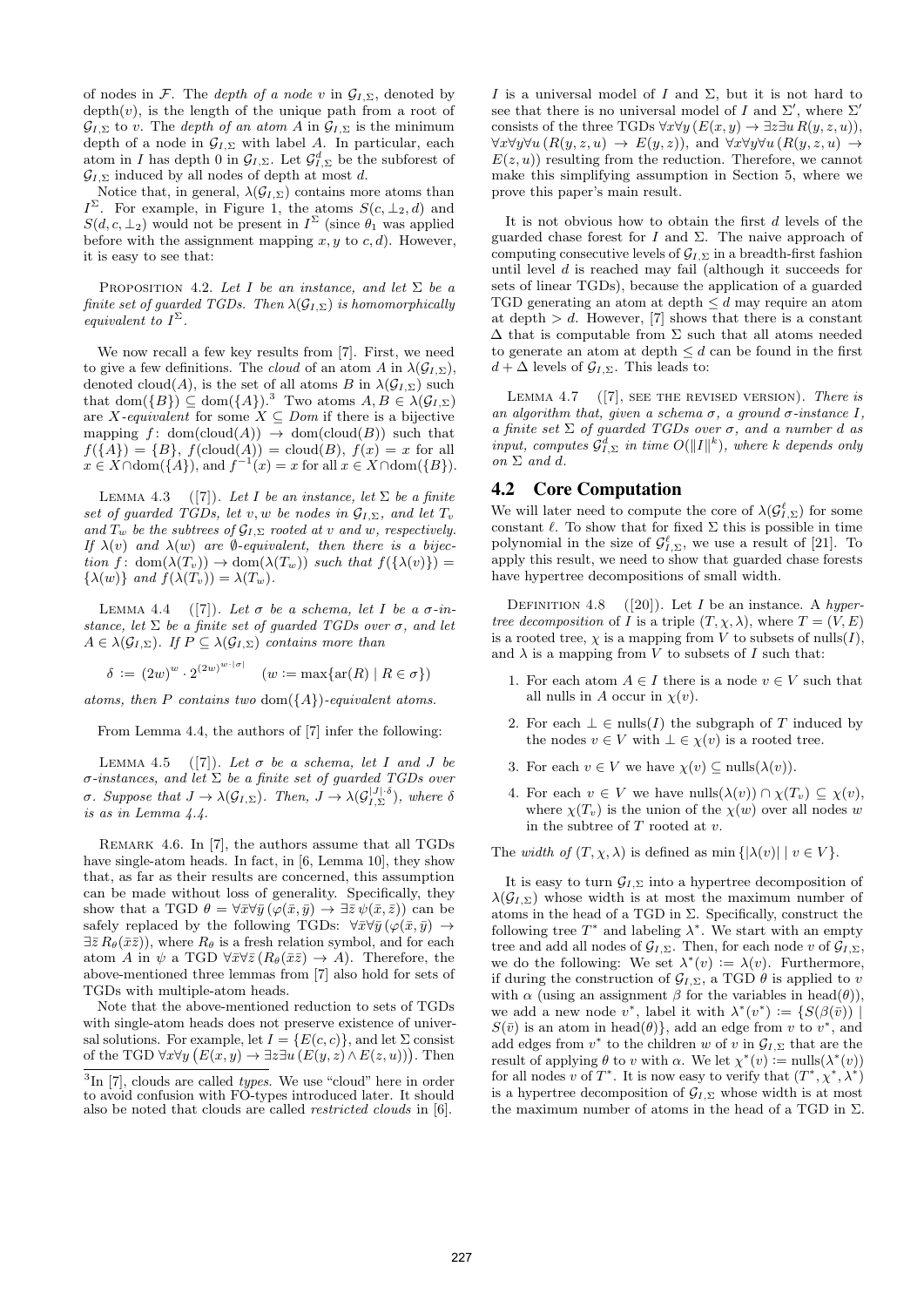of nodes in $\mathcal{F}$. The *depth of a node* $v$ in $\mathcal{G}_{I,\Sigma}$, denoted by $\mathrm{depth}(v)$, is the length of the unique path from a root of $\mathcal{G}_{I,\Sigma}$ to $v$. The *depth of an atom* $A$ in $\mathcal{G}_{I,\Sigma}$ is the minimum depth of a node in $\mathcal{G}_{I,\Sigma}$ with label $A$. In particular, each atom in $I$ has depth 0 in $\mathcal{G}_{I,\Sigma}$. Let $\mathcal{G}^d_{I,\Sigma}$ be the subforest of $\mathcal{G}_{I,\Sigma}$ induced by all nodes of depth at most $d$.

Notice that, in general, $\lambda(\mathcal{G}_{I,\Sigma})$ contains more atoms than $I^\Sigma$. For example, in Figure 1, the atoms $S(c, \perp_2, d)$ and $S(d, c, \perp_2)$ would not be present in $I^\Sigma$ (since $\theta_1$ was applied before with the assignment mapping $x, y$ to $c, d$). However, it is easy to see that:

Proposition 4.2. *Let $I$ be an instance, and let $\Sigma$ be a finite set of guarded TGDs. Then $\lambda(\mathcal{G}_{I,\Sigma})$ is homomorphically equivalent to $I^\Sigma$.*

We now recall a few key results from [7]. First, we need to give a few definitions. The *cloud* of an atom $A$ in $\lambda(\mathcal{G}_{I,\Sigma})$, denoted $\mathrm{cloud}(A)$, is the set of all atoms $B$ in $\lambda(\mathcal{G}_{I,\Sigma})$ such that $\mathrm{dom}(\{B\}) \subseteq \mathrm{dom}(\{A\})$.[3] Two atoms $A, B \in \lambda(\mathcal{G}_{I,\Sigma})$ are *$X$-equivalent* for some $X \subseteq Dom$ if there is a bijective mapping $f \colon \mathrm{dom}(\mathrm{cloud}(A)) \to \mathrm{dom}(\mathrm{cloud}(B))$ such that $f(\{A\}) = \{B\}$, $f(\mathrm{cloud}(A)) = \mathrm{cloud}(B)$, $f(x) = x$ for all $x \in X \cap \mathrm{dom}(\{A\})$, and $f^{-1}(x) = x$ for all $x \in X \cap \mathrm{dom}(\{B\})$.

Lemma 4.3 ([7]). *Let $I$ be an instance, let $\Sigma$ be a finite set of guarded TGDs, let $v, w$ be nodes in $\mathcal{G}_{I,\Sigma}$, and let $T_v$ and $T_w$ be the subtrees of $\mathcal{G}_{I,\Sigma}$ rooted at $v$ and $w$, respectively. If $\lambda(v)$ and $\lambda(w)$ are $\emptyset$-equivalent, then there is a bijection $f \colon \mathrm{dom}(\lambda(T_v)) \to \mathrm{dom}(\lambda(T_w))$ such that $f(\{\lambda(v)\}) = \{\lambda(w)\}$ and $f(\lambda(T_v)) = \lambda(T_w)$.*

Lemma 4.4 ([7]). *Let $\sigma$ be a schema, let $I$ be a $\sigma$-instance, let $\Sigma$ be a finite set of guarded TGDs over $\sigma$, and let $A \in \lambda(\mathcal{G}_{I,\Sigma})$. If $P \subseteq \lambda(\mathcal{G}_{I,\Sigma})$ contains more than*

$$\delta := (2w)^w \cdot 2^{(2w)^{w \cdot |\sigma|}} \quad (w := \max\{\mathrm{ar}(R) \mid R \in \sigma\})$$

*atoms, then $P$ contains two $\mathrm{dom}(\{A\})$-equivalent atoms.*

From Lemma 4.4, the authors of [7] infer the following:

Lemma 4.5 ([7]). *Let $\sigma$ be a schema, let $I$ and $J$ be $\sigma$-instances, and let $\Sigma$ be a finite set of guarded TGDs over $\sigma$. Suppose that $J \to \lambda(\mathcal{G}_{I,\Sigma})$. Then, $J \to \lambda(\mathcal{G}^{|J| \cdot \delta}_{I,\Sigma})$, where $\delta$ is as in Lemma 4.4.*

Remark 4.6. In [7], the authors assume that all TGDs have single-atom heads. In fact, in [6, Lemma 10], they show that, as far as their results are concerned, this assumption can be made without loss of generality. Specifically, they show that a TGD $\theta = \forall \bar{x} \forall \bar{y} \, (\varphi(\bar{x}, \bar{y}) \to \exists \bar{z} \, \psi(\bar{x}, \bar{z}))$ can be safely replaced by the following TGDs: $\forall \bar{x} \forall \bar{y} \, (\varphi(\bar{x}, \bar{y}) \to \exists \bar{z} \, R_\theta(\bar{x}\bar{z}))$, where $R_\theta$ is a fresh relation symbol, and for each atom $A$ in $\psi$ a TGD $\forall \bar{x} \forall \bar{z} \, (R_\theta(\bar{x}\bar{z}) \to A)$. Therefore, the above-mentioned three lemmas from [7] also hold for sets of TGDs with multiple-atom heads.

Note that the above-mentioned reduction to sets of TGDs with single-atom heads does not preserve existence of universal solutions. For example, let $I = \{E(c, c)\}$, and let $\Sigma$ consist of the TGD $\forall x \forall y \, \big(E(x, y) \to \exists z \exists u \, (E(y, z) \wedge E(z, u))\big)$. Then $I$ is a universal model of $I$ and $\Sigma$, but it is not hard to see that there is no universal model of $I$ and $\Sigma'$, where $\Sigma'$ consists of the three TGDs $\forall x \forall y \, (E(x, y) \to \exists z \exists u \, R(y, z, u))$, $\forall x \forall y \forall u \, (R(y, z, u) \to E(y, z))$, and $\forall x \forall y \forall u \, (R(y, z, u) \to E(z, u))$ resulting from the reduction. Therefore, we cannot make this simplifying assumption in Section 5, where we prove this paper's main result.

It is not obvious how to obtain the first $d$ levels of the guarded chase forest for $I$ and $\Sigma$. The naive approach of computing consecutive levels of $\mathcal{G}_{I,\Sigma}$ in a breadth-first fashion until level $d$ is reached may fail (although it succeeds for sets of linear TGDs), because the application of a guarded TGD generating an atom at depth $\leq d$ may require an atom at depth $> d$. However, [7] shows that there is a constant $\Delta$ that is computable from $\Sigma$ such that all atoms needed to generate an atom at depth $\leq d$ can be found in the first $d + \Delta$ levels of $\mathcal{G}_{I,\Sigma}$. This leads to:

Lemma 4.7 ([7], see the revised version). *There is an algorithm that, given a schema $\sigma$, a ground $\sigma$-instance $I$, a finite set $\Sigma$ of guarded TGDs over $\sigma$, and a number $d$ as input, computes $\mathcal{G}^d_{I,\Sigma}$ in time $O(\|I\|^k)$, where $k$ depends only on $\Sigma$ and $d$.*

## 4.2 Core Computation

We will later need to compute the core of $\lambda(\mathcal{G}^\ell_{I,\Sigma})$ for some constant $\ell$. To show that for fixed $\Sigma$ this is possible in time polynomial in the size of $\mathcal{G}^\ell_{I,\Sigma}$, we use a result of [21]. To apply this result, we need to show that guarded chase forests have hypertree decompositions of small width.

Definition 4.8 ([20]). Let $I$ be an instance. A *hypertree decomposition* of $I$ is a triple $(T, \chi, \lambda)$, where $T = (V, E)$ is a rooted tree, $\chi$ is a mapping from $V$ to subsets of $\mathrm{nulls}(I)$, and $\lambda$ is a mapping from $V$ to subsets of $I$ such that:

1. For each atom $A \in I$ there is a node $v \in V$ such that all nulls in $A$ occur in $\chi(v)$.
2. For each $\perp \in \mathrm{nulls}(I)$ the subgraph of $T$ induced by the nodes $v \in V$ with $\perp \in \chi(v)$ is a rooted tree.
3. For each $v \in V$ we have $\chi(v) \subseteq \mathrm{nulls}(\lambda(v))$.
4. For each $v \in V$ we have $\mathrm{nulls}(\lambda(v)) \cap \chi(T_v) \subseteq \chi(v)$, where $\chi(T_v)$ is the union of the $\chi(w)$ over all nodes $w$ in the subtree of $T$ rooted at $v$.

The *width of* $(T, \chi, \lambda)$ is defined as $\min\{|\lambda(v)| \mid v \in V\}$.

It is easy to turn $\mathcal{G}_{I,\Sigma}$ into a hypertree decomposition of $\lambda(\mathcal{G}_{I,\Sigma})$ whose width is at most the maximum number of atoms in the head of a TGD in $\Sigma$. Specifically, construct the following tree $T^*$ and labeling $\lambda^*$. We start with an empty tree and add all nodes of $\mathcal{G}_{I,\Sigma}$. Then, for each node $v$ of $\mathcal{G}_{I,\Sigma}$, we do the following: We set $\lambda^*(v) := \lambda(v)$. Furthermore, if during the construction of $\mathcal{G}_{I,\Sigma}$, a TGD $\theta$ is applied to $v$ with $\alpha$ (using an assignment $\beta$ for the variables in $\mathrm{head}(\theta)$), we add a new node $v^*$, label it with $\lambda^*(v^*) := \{S(\beta(\bar{v})) \mid S(\bar{v}) \text{ is an atom in } \mathrm{head}(\theta)\}$, add an edge from $v$ to $v^*$, and add edges from $v^*$ to the children $w$ of $v$ in $\mathcal{G}_{I,\Sigma}$ that are the result of applying $\theta$ to $v$ with $\alpha$. We let $\chi^*(v) := \mathrm{nulls}(\lambda^*(v))$ for all nodes $v$ of $T^*$. It is now easy to verify that $(T^*, \chi^*, \lambda^*)$ is a hypertree decomposition of $\mathcal{G}_{I,\Sigma}$ whose width is at most the maximum number of atoms in the head of a TGD in $\Sigma$.

[3] In [7], clouds are called *types*. We use "cloud" here in order to avoid confusion with FO-types introduced later. It should also be noted that clouds are called *restricted clouds* in [6].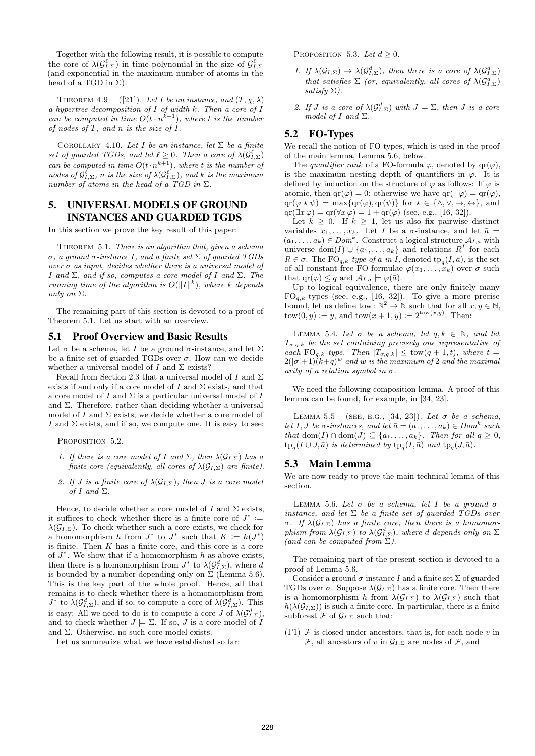Together with the following result, it is possible to compute the core of $\lambda(\mathcal{G}^{\ell}_{I,\Sigma})$ in time polynomial in the size of $\mathcal{G}^{\ell}_{I,\Sigma}$ (and exponential in the maximum number of atoms in the head of a TGD in $\Sigma$).

THEOREM 4.9 ([21]). *Let $I$ be an instance, and $(T, \chi, \lambda)$ a hypertree decomposition of $I$ of width $k$. Then a core of $I$ can be computed in time $O(t \cdot n^{k+1})$, where $t$ is the number of nodes of $T$, and $n$ is the size of $I$.*

COROLLARY 4.10. *Let $I$ be an instance, let $\Sigma$ be a finite set of guarded TGDs, and let $\ell \geq 0$. Then a core of $\lambda(\mathcal{G}^{\ell}_{I,\Sigma})$ can be computed in time $O(t \cdot n^{k+1})$, where $t$ is the number of nodes of $\mathcal{G}^{\ell}_{I,\Sigma}$, $n$ is the size of $\lambda(\mathcal{G}^{\ell}_{I,\Sigma})$, and $k$ is the maximum number of atoms in the head of a TGD in $\Sigma$.*

# 5. UNIVERSAL MODELS OF GROUND INSTANCES AND GUARDED TGDS

In this section we prove the key result of this paper:

THEOREM 5.1. *There is an algorithm that, given a schema $\sigma$, a ground $\sigma$-instance $I$, and a finite set $\Sigma$ of guarded TGDs over $\sigma$ as input, decides whether there is a universal model of $I$ and $\Sigma$, and if so, computes a core model of $I$ and $\Sigma$. The running time of the algorithm is $O(\|I\|^k)$, where $k$ depends only on $\Sigma$.*

The remaining part of this section is devoted to a proof of Theorem 5.1. Let us start with an overview.

## 5.1 Proof Overview and Basic Results

Let $\sigma$ be a schema, let $I$ be a ground $\sigma$-instance, and let $\Sigma$ be a finite set of guarded TGDs over $\sigma$. How can we decide whether a universal model of $I$ and $\Sigma$ exists?

Recall from Section 2.3 that a universal model of $I$ and $\Sigma$ exists if and only if a core model of $I$ and $\Sigma$ exists, and that a core model of $I$ and $\Sigma$ is a particular universal model of $I$ and $\Sigma$. Therefore, rather than deciding whether a universal model of $I$ and $\Sigma$ exists, we decide whether a core model of $I$ and $\Sigma$ exists, and if so, we compute one. It is easy to see:

PROPOSITION 5.2.

1. *If there is a core model of $I$ and $\Sigma$, then $\lambda(\mathcal{G}_{I,\Sigma})$ has a finite core (equivalently, all cores of $\lambda(\mathcal{G}_{I,\Sigma})$ are finite).*
2. *If $J$ is a finite core of $\lambda(\mathcal{G}_{I,\Sigma})$, then $J$ is a core model of $I$ and $\Sigma$.*

Hence, to decide whether a core model of $I$ and $\Sigma$ exists, it suffices to check whether there is a finite core of $J^* := \lambda(\mathcal{G}_{I,\Sigma})$. To check whether such a core exists, we check for a homomorphism $h$ from $J^*$ to $J^*$ such that $K := h(J^*)$ is finite. Then $K$ has a finite core, and this core is a core of $J^*$. We show that if a homomorphism $h$ as above exists, then there is a homomorphism from $J^*$ to $\lambda(\mathcal{G}^d_{I,\Sigma})$, where $d$ is bounded by a number depending only on $\Sigma$ (Lemma 5.6). This is the key part of the whole proof. Hence, all that remains is to check whether there is a homomorphism from $J^*$ to $\lambda(\mathcal{G}^d_{I,\Sigma})$, and if so, to compute a core of $\lambda(\mathcal{G}^d_{I,\Sigma})$. This is easy: All we need to do is to compute a core $J$ of $\lambda(\mathcal{G}^d_{I,\Sigma})$, and to check whether $J \models \Sigma$. If so, $J$ is a core model of $I$ and $\Sigma$. Otherwise, no such core model exists.

Let us summarize what we have established so far:

PROPOSITION 5.3. *Let $d \geq 0$.*

1. *If $\lambda(\mathcal{G}_{I,\Sigma}) \to \lambda(\mathcal{G}^d_{I,\Sigma})$, then there is a core of $\lambda(\mathcal{G}^d_{I,\Sigma})$ that satisfies $\Sigma$ (or, equivalently, all cores of $\lambda(\mathcal{G}^d_{I,\Sigma})$ satisfy $\Sigma$).*
2. *If $J$ is a core of $\lambda(\mathcal{G}^d_{I,\Sigma})$ with $J \models \Sigma$, then $J$ is a core model of $I$ and $\Sigma$.*

## 5.2 FO-Types

We recall the notion of FO-types, which is used in the proof of the main lemma, Lemma 5.6, below.

The *quantifier rank* of a FO-formula $\varphi$, denoted by $\mathrm{qr}(\varphi)$, is the maximum nesting depth of quantifiers in $\varphi$. It is defined by induction on the structure of $\varphi$ as follows: If $\varphi$ is atomic, then $\mathrm{qr}(\varphi) = 0$; otherwise we have $\mathrm{qr}(\neg\varphi) = \mathrm{qr}(\varphi)$, $\mathrm{qr}(\varphi \star \psi) = \max\{\mathrm{qr}(\varphi), \mathrm{qr}(\psi)\}$ for $\star \in \{\wedge, \vee, \rightarrow, \leftrightarrow\}$, and $\mathrm{qr}(\exists x\, \varphi) = \mathrm{qr}(\forall x\, \varphi) = 1 + \mathrm{qr}(\varphi)$ (see, e.g., [16, 32]).

Let $k \geq 0$. If $k \geq 1$, let us also fix pairwise distinct variables $x_1, \ldots, x_k$. Let $I$ be a $\sigma$-instance, and let $\bar{a} = (a_1, \ldots, a_k) \in \mathit{Dom}^k$. Construct a logical structure $\mathcal{A}_{I,\bar{a}}$ with universe $\mathrm{dom}(I) \cup \{a_1, \ldots, a_k\}$ and relations $R^I$ for each $R \in \sigma$. The $\mathrm{FO}_{q,k}$*-type of $\bar{a}$ in $I$*, denoted $\mathrm{tp}_q(I, \bar{a})$, is the set of all constant-free FO-formulae $\varphi(x_1, \ldots, x_k)$ over $\sigma$ such that $\mathrm{qr}(\varphi) \leq q$ and $\mathcal{A}_{I,\bar{a}} \models \varphi(\bar{a})$.

Up to logical equivalence, there are only finitely many $\mathrm{FO}_{q,k}$-types (see, e.g., [16, 32]). To give a more precise bound, let us define $\mathrm{tow}\colon \mathbb{N}^2 \to \mathbb{N}$ such that for all $x, y \in \mathbb{N}$, $\mathrm{tow}(0, y) := y$, and $\mathrm{tow}(x+1, y) := 2^{\mathrm{tow}(x,y)}$. Then:

LEMMA 5.4. *Let $\sigma$ be a schema, let $q, k \in \mathbb{N}$, and let $T_{\sigma,q,k}$ be the set containing precisely one representative of each $\mathrm{FO}_{q,k}$-type. Then $|T_{\sigma,q,k}| \leq \mathrm{tow}(q+1, t)$, where $t = 2(|\sigma|+1)(k+q)^w$ and $w$ is the maximum of 2 and the maximal arity of a relation symbol in $\sigma$.*

We need the following composition lemma. A proof of this lemma can be found, for example, in [34, 23].

LEMMA 5.5 (SEE, E.G., [34, 23]). *Let $\sigma$ be a schema, let $I, J$ be $\sigma$-instances, and let $\bar{a} = (a_1, \ldots, a_k) \in \mathit{Dom}^k$ such that $\mathrm{dom}(I) \cap \mathrm{dom}(J) \subseteq \{a_1, \ldots, a_k\}$. Then for all $q \geq 0$, $\mathrm{tp}_q(I \cup J, \bar{a})$ is determined by $\mathrm{tp}_q(I, \bar{a})$ and $\mathrm{tp}_q(J, \bar{a})$.*

## 5.3 Main Lemma

We are now ready to prove the main technical lemma of this section.

LEMMA 5.6. *Let $\sigma$ be a schema, let $I$ be a ground $\sigma$-instance, and let $\Sigma$ be a finite set of guarded TGDs over $\sigma$. If $\lambda(\mathcal{G}_{I,\Sigma})$ has a finite core, then there is a homomorphism from $\lambda(\mathcal{G}_{I,\Sigma})$ to $\lambda(\mathcal{G}^d_{I,\Sigma})$, where $d$ depends only on $\Sigma$ (and can be computed from $\Sigma$).*

The remaining part of the present section is devoted to a proof of Lemma 5.6.

Consider a ground $\sigma$-instance $I$ and a finite set $\Sigma$ of guarded TGDs over $\sigma$. Suppose $\lambda(\mathcal{G}_{I,\Sigma})$ has a finite core. Then there is a homomorphism $h$ from $\lambda(\mathcal{G}_{I,\Sigma})$ to $\lambda(\mathcal{G}_{I,\Sigma})$ such that $h(\lambda(\mathcal{G}_{I,\Sigma}))$ is such a finite core. In particular, there is a finite subforest $\mathcal{F}$ of $\mathcal{G}_{I,\Sigma}$ such that:

(F1) $\mathcal{F}$ is closed under ancestors, that is, for each node $v$ in $\mathcal{F}$, all ancestors of $v$ in $\mathcal{G}_{I,\Sigma}$ are nodes of $\mathcal{F}$, and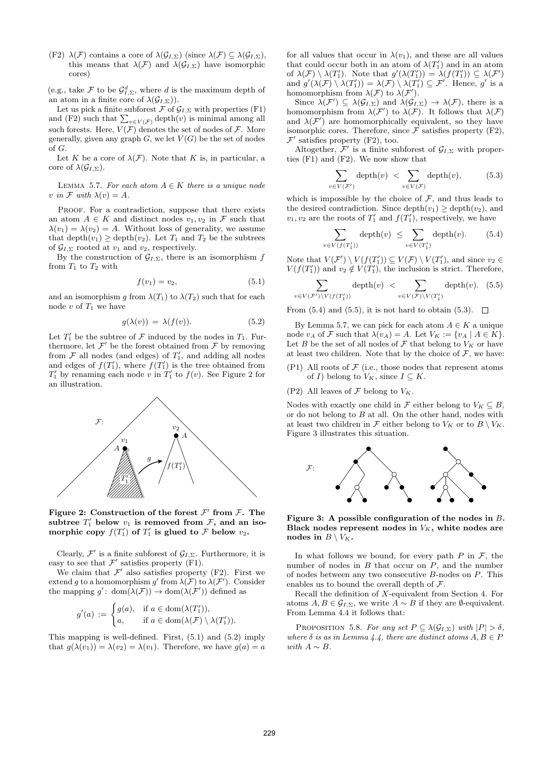(F2) $\lambda(\mathcal{F})$ contains a core of $\lambda(\mathcal{G}_{I,\Sigma})$ (since $\lambda(\mathcal{F}) \subseteq \lambda(\mathcal{G}_{I,\Sigma})$, this means that $\lambda(\mathcal{F})$ and $\lambda(\mathcal{G}_{I,\Sigma})$ have isomorphic cores)

(e.g., take $\mathcal{F}$ to be $\mathcal{G}^d_{I,\Sigma}$, where $d$ is the maximum depth of an atom in a finite core of $\lambda(\mathcal{G}_{I,\Sigma})$).

Let us pick a finite subforest $\mathcal{F}$ of $\mathcal{G}_{I,\Sigma}$ with properties (F1) and (F2) such that $\sum_{v \in V(\mathcal{F})} \text{depth}(v)$ is minimal among all such forests. Here, $V(\mathcal{F})$ denotes the set of nodes of $\mathcal{F}$. More generally, given any graph $G$, we let $V(G)$ be the set of nodes of $G$.

Let $K$ be a core of $\lambda(\mathcal{F})$. Note that $K$ is, in particular, a core of $\lambda(\mathcal{G}_{I,\Sigma})$.

Lemma 5.7. *For each atom $A \in K$ there is a unique node $v$ in $\mathcal{F}$ with $\lambda(v) = A$.*

Proof. For a contradiction, suppose that there exists an atom $A \in K$ and distinct nodes $v_1, v_2$ in $\mathcal{F}$ such that $\lambda(v_1) = \lambda(v_2) = A$. Without loss of generality, we assume that $\text{depth}(v_1) \geq \text{depth}(v_2)$. Let $T_1$ and $T_2$ be the subtrees of $\mathcal{G}_{I,\Sigma}$ rooted at $v_1$ and $v_2$, respectively.

By the construction of $\mathcal{G}_{I,\Sigma}$, there is an isomorphism $f$ from $T_1$ to $T_2$ with

$$f(v_1) = v_2, \tag{5.1}$$

and an isomorphism $g$ from $\lambda(T_1)$ to $\lambda(T_2)$ such that for each node $v$ of $T_1$ we have

$$g(\lambda(v)) = \lambda(f(v)). \tag{5.2}$$

Let $T_1'$ be the subtree of $\mathcal{F}$ induced by the nodes in $T_1$. Furthermore, let $\mathcal{F}'$ be the forest obtained from $\mathcal{F}$ by removing from $\mathcal{F}$ all nodes (and edges) of $T_1'$, and adding all nodes and edges of $f(T_1')$, where $f(T_1')$ is the tree obtained from $T_1'$ by renaming each node $v$ in $T_1'$ to $f(v)$. See Figure 2 for an illustration.

**Figure 2: Construction of the forest $\mathcal{F}'$ from $\mathcal{F}$. The subtree $T_1'$ below $v_1$ is removed from $\mathcal{F}$, and an isomorphic copy $f(T_1')$ of $T_1'$ is glued to $\mathcal{F}$ below $v_2$.**

Clearly, $\mathcal{F}'$ is a finite subforest of $\mathcal{G}_{I,\Sigma}$. Furthermore, it is easy to see that $\mathcal{F}'$ satisfies property (F1).

We claim that $\mathcal{F}'$ also satisfies property (F2). First we extend $g$ to a homomorphism $g'$ from $\lambda(\mathcal{F})$ to $\lambda(\mathcal{F}')$. Consider the mapping $g' \colon \text{dom}(\lambda(\mathcal{F})) \to \text{dom}(\lambda(\mathcal{F}'))$ defined as

$$g'(a) := \begin{cases} g(a), & \text{if } a \in \text{dom}(\lambda(T_1')), \\ a, & \text{if } a \in \text{dom}(\lambda(\mathcal{F}) \setminus \lambda(T_1')). \end{cases}$$

This mapping is well-defined. First, (5.1) and (5.2) imply that $g(\lambda(v_1)) = \lambda(v_2) = \lambda(v_1)$. Therefore, we have $g(a) = a$ for all values that occur in $\lambda(v_1)$, and these are all values that could occur both in an atom of $\lambda(T_1')$ and in an atom of $\lambda(\mathcal{F}) \setminus \lambda(T_1')$. Note that $g'(\lambda(T_1')) = \lambda(f(T_1')) \subseteq \lambda(\mathcal{F}')$ and $g'(\lambda(\mathcal{F}) \setminus \lambda(T_1')) = \lambda(\mathcal{F}) \setminus \lambda(T_1') \subseteq \mathcal{F}'$. Hence, $g'$ is a homomorphism from $\lambda(\mathcal{F})$ to $\lambda(\mathcal{F}')$.

Since $\lambda(\mathcal{F}') \subseteq \lambda(\mathcal{G}_{I,\Sigma})$ and $\lambda(\mathcal{G}_{I,\Sigma}) \to \lambda(\mathcal{F})$, there is a homomorphism from $\lambda(\mathcal{F}')$ to $\lambda(\mathcal{F})$. It follows that $\lambda(\mathcal{F})$ and $\lambda(\mathcal{F}')$ are homomorphically equivalent, so they have isomorphic cores. Therefore, since $\mathcal{F}$ satisfies property (F2), $\mathcal{F}'$ satisfies property (F2), too.

Altogether, $\mathcal{F}'$ is a finite subforest of $\mathcal{G}_{I,\Sigma}$ with properties (F1) and (F2). We now show that

$$\sum_{v \in V(\mathcal{F}')} \text{depth}(v) \; < \; \sum_{v \in V(\mathcal{F})} \text{depth}(v), \tag{5.3}$$

which is impossible by the choice of $\mathcal{F}$, and thus leads to the desired contradiction. Since $\text{depth}(v_1) \geq \text{depth}(v_2)$, and $v_1, v_2$ are the roots of $T_1'$ and $f(T_1')$, respectively, we have

$$\sum_{v \in V(f(T_1'))} \text{depth}(v) \; \leq \; \sum_{v \in V(T_1')} \text{depth}(v). \tag{5.4}$$

Note that $V(\mathcal{F}') \setminus V(f(T_1')) \subseteq V(\mathcal{F}) \setminus V(T_1')$, and since $v_2 \in V(f(T_1'))$ and $v_2 \notin V(T_1')$, the inclusion is strict. Therefore,

$$\sum_{v \in V(\mathcal{F}') \setminus V(f(T_1'))} \text{depth}(v) \; < \; \sum_{v \in V(\mathcal{F}) \setminus V(T_1')} \text{depth}(v). \tag{5.5}$$

From (5.4) and (5.5), it is not hard to obtain (5.3). □

By Lemma 5.7, we can pick for each atom $A \in K$ a unique node $v_A$ of $\mathcal{F}$ such that $\lambda(v_A) = A$. Let $V_K := \{v_A \mid A \in K\}$. Let $B$ be the set of all nodes of $\mathcal{F}$ that belong to $V_K$ or have at least two children. Note that by the choice of $\mathcal{F}$, we have:

(P1) All roots of $\mathcal{F}$ (i.e., those nodes that represent atoms of $I$) belong to $V_K$, since $I \subseteq K$.

(P2) All leaves of $\mathcal{F}$ belong to $V_K$.

Nodes with exactly one child in $\mathcal{F}$ either belong to $V_K \subseteq B$, or do not belong to $B$ at all. On the other hand, nodes with at least two children in $\mathcal{F}$ either belong to $V_K$ or to $B \setminus V_K$. Figure 3 illustrates this situation.

**Figure 3: A possible configuration of the nodes in $B$. Black nodes represent nodes in $V_K$, white nodes are nodes in $B \setminus V_K$.**

In what follows we bound, for every path $P$ in $\mathcal{F}$, the number of nodes in $B$ that occur on $P$, and the number of nodes between any two consecutive $B$-nodes on $P$. This enables us to bound the overall depth of $\mathcal{F}$.

Recall the definition of $X$-equivalent from Section 4. For atoms $A, B \in \mathcal{G}_{I,\Sigma}$, we write $A \sim B$ if they are $\emptyset$-equivalent. From Lemma 4.4 it follows that:

Proposition 5.8. *For any set $P \subseteq \lambda(\mathcal{G}_{I,\Sigma})$ with $|P| > \delta$, where $\delta$ is as in Lemma 4.4, there are distinct atoms $A, B \in P$ with $A \sim B$.*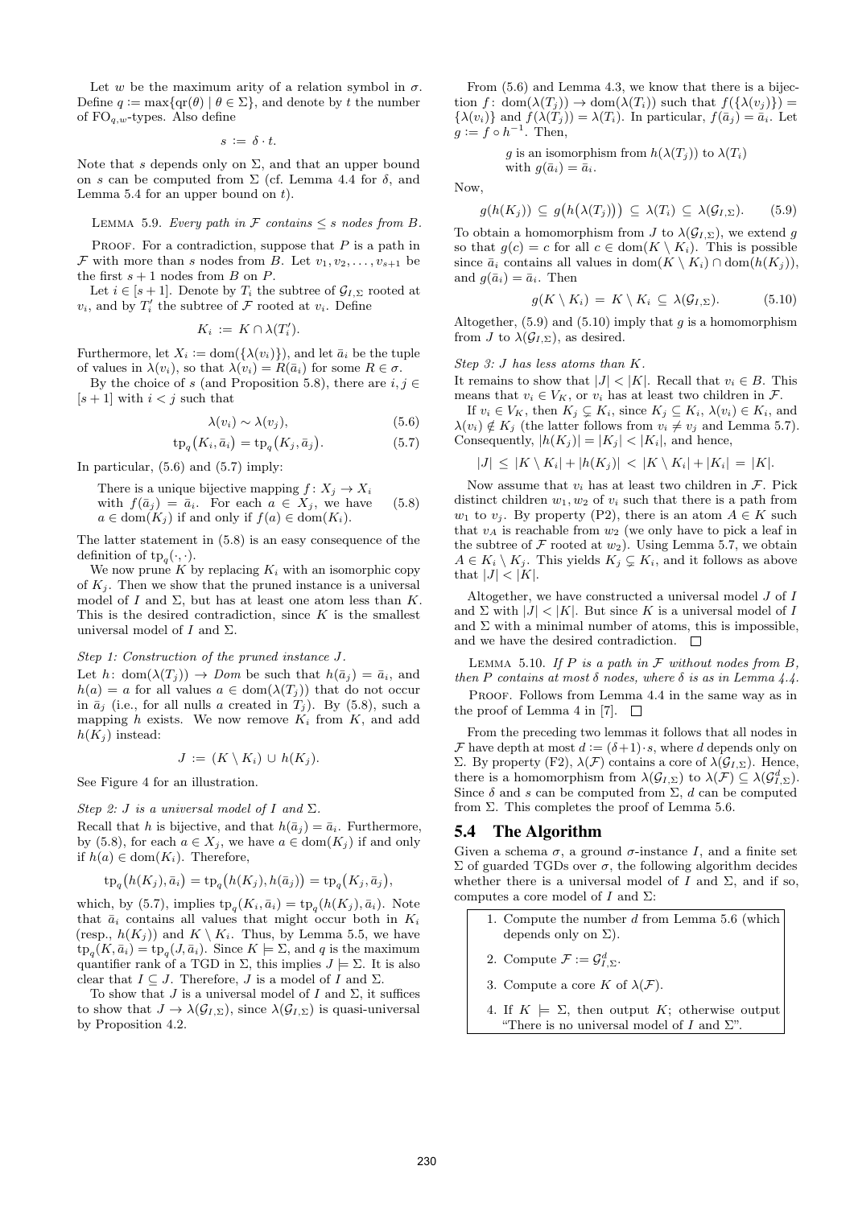Let $w$ be the maximum arity of a relation symbol in $\sigma$. Define $q := \max\{\mathrm{qr}(\theta) \mid \theta \in \Sigma\}$, and denote by $t$ the number of $\mathrm{FO}_{q,w}$-types. Also define

$$s := \delta \cdot t.$$

Note that $s$ depends only on $\Sigma$, and that an upper bound on $s$ can be computed from $\Sigma$ (cf. Lemma 4.4 for $\delta$, and Lemma 5.4 for an upper bound on $t$).

Lemma 5.9. *Every path in $\mathcal{F}$ contains $\leq s$ nodes from $B$.*

Proof. For a contradiction, suppose that $P$ is a path in $\mathcal{F}$ with more than $s$ nodes from $B$. Let $v_1, v_2, \ldots, v_{s+1}$ be the first $s+1$ nodes from $B$ on $P$.

Let $i \in [s+1]$. Denote by $T_i$ the subtree of $\mathcal{G}_{I,\Sigma}$ rooted at $v_i$, and by $T_i'$ the subtree of $\mathcal{F}$ rooted at $v_i$. Define

$$K_i := K \cap \lambda(T_i').$$

Furthermore, let $X_i := \mathrm{dom}(\{\lambda(v_i)\})$, and let $\bar{a}_i$ be the tuple of values in $\lambda(v_i)$, so that $\lambda(v_i) = R(\bar{a}_i)$ for some $R \in \sigma$.

By the choice of $s$ (and Proposition 5.8), there are $i, j \in [s+1]$ with $i < j$ such that

$$\lambda(v_i) \sim \lambda(v_j), \tag{5.6}$$

$$\mathrm{tp}_q\big(K_i, \bar{a}_i\big) = \mathrm{tp}_q\big(K_j, \bar{a}_j\big). \tag{5.7}$$

In particular, (5.6) and (5.7) imply:

> There is a unique bijective mapping $f\colon X_j \to X_i$ with $f(\bar{a}_j) = \bar{a}_i$. For each $a \in X_j$, we have $a \in \mathrm{dom}(K_j)$ if and only if $f(a) \in \mathrm{dom}(K_i)$. (5.8)

The latter statement in (5.8) is an easy consequence of the definition of $\mathrm{tp}_q(\cdot,\cdot)$.

We now prune $K$ by replacing $K_i$ with an isomorphic copy of $K_j$. Then we show that the pruned instance is a universal model of $I$ and $\Sigma$, but has at least one atom less than $K$. This is the desired contradiction, since $K$ is the smallest universal model of $I$ and $\Sigma$.

*Step 1: Construction of the pruned instance $J$.*
Let $h\colon \mathrm{dom}(\lambda(T_j)) \to \mathit{Dom}$ be such that $h(\bar{a}_j) = \bar{a}_i$, and $h(a) = a$ for all values $a \in \mathrm{dom}(\lambda(T_j))$ that do not occur in $\bar{a}_j$ (i.e., for all nulls $a$ created in $T_j$). By (5.8), such a mapping $h$ exists. We now remove $K_i$ from $K$, and add $h(K_j)$ instead:

$$J := (K \setminus K_i) \cup h(K_j).$$

See Figure 4 for an illustration.

*Step 2: $J$ is a universal model of $I$ and $\Sigma$.*
Recall that $h$ is bijective, and that $h(\bar{a}_j) = \bar{a}_i$. Furthermore, by (5.8), for each $a \in X_j$, we have $a \in \mathrm{dom}(K_j)$ if and only if $h(a) \in \mathrm{dom}(K_i)$. Therefore,

$$\mathrm{tp}_q\big(h(K_j), \bar{a}_i\big) = \mathrm{tp}_q\big(h(K_j), h(\bar{a}_j)\big) = \mathrm{tp}_q\big(K_j, \bar{a}_j\big),$$

which, by (5.7), implies $\mathrm{tp}_q(K_i, \bar{a}_i) = \mathrm{tp}_q(h(K_j), \bar{a}_i)$. Note that $\bar{a}_i$ contains all values that might occur both in $K_i$ (resp., $h(K_j)$) and $K \setminus K_i$. Thus, by Lemma 5.5, we have $\mathrm{tp}_q(K, \bar{a}_i) = \mathrm{tp}_q(J, \bar{a}_i)$. Since $K \models \Sigma$, and $q$ is the maximum quantifier rank of a TGD in $\Sigma$, this implies $J \models \Sigma$. It is also clear that $I \subseteq J$. Therefore, $J$ is a model of $I$ and $\Sigma$.

To show that $J$ is a universal model of $I$ and $\Sigma$, it suffices to show that $J \to \lambda(\mathcal{G}_{I,\Sigma})$, since $\lambda(\mathcal{G}_{I,\Sigma})$ is quasi-universal by Proposition 4.2.

From (5.6) and Lemma 4.3, we know that there is a bijection $f\colon \mathrm{dom}(\lambda(T_j)) \to \mathrm{dom}(\lambda(T_i))$ such that $f(\{\lambda(v_j)\}) = \{\lambda(v_i)\}$ and $f(\lambda(T_j)) = \lambda(T_i)$. In particular, $f(\bar{a}_j) = \bar{a}_i$. Let $g := f \circ h^{-1}$. Then,

> $g$ is an isomorphism from $h(\lambda(T_j))$ to $\lambda(T_i)$ with $g(\bar{a}_i) = \bar{a}_i$.

Now,

$$g(h(K_j)) \subseteq g\big(h\big(\lambda(T_j)\big)\big) \subseteq \lambda(T_i) \subseteq \lambda(\mathcal{G}_{I,\Sigma}). \tag{5.9}$$

To obtain a homomorphism from $J$ to $\lambda(\mathcal{G}_{I,\Sigma})$, we extend $g$ so that $g(c) = c$ for all $c \in \mathrm{dom}(K \setminus K_i)$. This is possible since $\bar{a}_i$ contains all values in $\mathrm{dom}(K \setminus K_i) \cap \mathrm{dom}(h(K_j))$, and $g(\bar{a}_i) = \bar{a}_i$. Then

$$g(K \setminus K_i) = K \setminus K_i \subseteq \lambda(\mathcal{G}_{I,\Sigma}). \tag{5.10}$$

Altogether, (5.9) and (5.10) imply that $g$ is a homomorphism from $J$ to $\lambda(\mathcal{G}_{I,\Sigma})$, as desired.

*Step 3: $J$ has less atoms than $K$.*
It remains to show that $|J| < |K|$. Recall that $v_i \in B$. This means that $v_i \in V_K$, or $v_i$ has at least two children in $\mathcal{F}$.

If $v_i \in V_K$, then $K_j \subsetneq K_i$, since $K_j \subseteq K_i$, $\lambda(v_i) \in K_i$, and $\lambda(v_i) \notin K_j$ (the latter follows from $v_i \neq v_j$ and Lemma 5.7). Consequently, $|h(K_j)| = |K_j| < |K_i|$, and hence,

$$|J| \leq |K \setminus K_i| + |h(K_j)| < |K \setminus K_i| + |K_i| = |K|.$$

Now assume that $v_i$ has at least two children in $\mathcal{F}$. Pick distinct children $w_1, w_2$ of $v_i$ such that there is a path from $w_1$ to $v_j$. By property (P2), there is an atom $A \in K$ such that $v_A$ is reachable from $w_2$ (we only have to pick a leaf in the subtree of $\mathcal{F}$ rooted at $w_2$). Using Lemma 5.7, we obtain $A \in K_i \setminus K_j$. This yields $K_j \subsetneq K_i$, and it follows as above that $|J| < |K|$.

Altogether, we have constructed a universal model $J$ of $I$ and $\Sigma$ with $|J| < |K|$. But since $K$ is a universal model of $I$ and $\Sigma$ with a minimal number of atoms, this is impossible, and we have the desired contradiction. $\square$

Lemma 5.10. *If $P$ is a path in $\mathcal{F}$ without nodes from $B$, then $P$ contains at most $\delta$ nodes, where $\delta$ is as in Lemma 4.4.*

Proof. Follows from Lemma 4.4 in the same way as in the proof of Lemma 4 in [7]. $\square$

From the preceding two lemmas it follows that all nodes in $\mathcal{F}$ have depth at most $d := (\delta+1)\cdot s$, where $d$ depends only on $\Sigma$. By property (F2), $\lambda(\mathcal{F})$ contains a core of $\lambda(\mathcal{G}_{I,\Sigma})$. Hence, there is a homomorphism from $\lambda(\mathcal{G}_{I,\Sigma})$ to $\lambda(\mathcal{F}) \subseteq \lambda(\mathcal{G}^d_{I,\Sigma})$. Since $\delta$ and $s$ can be computed from $\Sigma$, $d$ can be computed from $\Sigma$. This completes the proof of Lemma 5.6.

## 5.4 The Algorithm

Given a schema $\sigma$, a ground $\sigma$-instance $I$, and a finite set $\Sigma$ of guarded TGDs over $\sigma$, the following algorithm decides whether there is a universal model of $I$ and $\Sigma$, and if so, computes a core model of $I$ and $\Sigma$:

1. Compute the number $d$ from Lemma 5.6 (which depends only on $\Sigma$).
2. Compute $\mathcal{F} := \mathcal{G}^d_{I,\Sigma}$.
3. Compute a core $K$ of $\lambda(\mathcal{F})$.
4. If $K \models \Sigma$, then output $K$; otherwise output "There is no universal model of $I$ and $\Sigma$".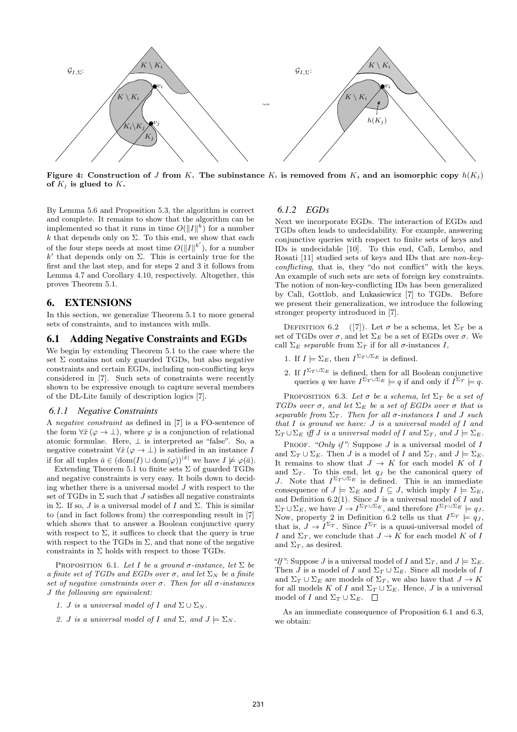Figure 4: Construction of $J$ from $K$. The subinstance $K_i$ is removed from $K$, and an isomorphic copy $h(K_j)$ of $K_j$ is glued to $K$.

By Lemma 5.6 and Proposition 5.3, the algorithm is correct and complete. It remains to show that the algorithm can be implemented so that it runs in time $O(\|I\|^k)$ for a number $k$ that depends only on $\Sigma$. To this end, we show that each of the four steps needs at most time $O(\|I\|^{k'})$, for a number $k'$ that depends only on $\Sigma$. This is certainly true for the first and the last step, and for steps 2 and 3 it follows from Lemma 4.7 and Corollary 4.10, respectively. Altogether, this proves Theorem 5.1.

# 6. EXTENSIONS

In this section, we generalize Theorem 5.1 to more general sets of constraints, and to instances with nulls.

## 6.1 Adding Negative Constraints and EGDs

We begin by extending Theorem 5.1 to the case where the set $\Sigma$ contains not only guarded TGDs, but also negative constraints and certain EGDs, including non-conflicting keys considered in [7]. Such sets of constraints were recently shown to be expressive enough to capture several members of the DL-Lite family of description logics [7].

### 6.1.1 Negative Constraints

A *negative constraint* as defined in [7] is a FO-sentence of the form $\forall \bar{x}\,(\varphi \to \bot)$, where $\varphi$ is a conjunction of relational atomic formulae. Here, $\bot$ is interpreted as "false". So, a negative constraint $\forall \bar{x}\,(\varphi \to \bot)$ is satisfied in an instance $I$ if for all tuples $\bar{a} \in (\mathrm{dom}(I) \cup \mathrm{dom}(\varphi))^{|\bar{x}|}$ we have $I \not\models \varphi(\bar{a})$.

Extending Theorem 5.1 to finite sets $\Sigma$ of guarded TGDs and negative constraints is very easy. It boils down to deciding whether there is a universal model $J$ with respect to the set of TGDs in $\Sigma$ such that $J$ satisfies all negative constraints in $\Sigma$. If so, $J$ is a universal model of $I$ and $\Sigma$. This is similar to (and in fact follows from) the corresponding result in [7] which shows that to answer a Boolean conjunctive query with respect to $\Sigma$, it suffices to check that the query is true with respect to the TGDs in $\Sigma$, and that none of the negative constraints in $\Sigma$ holds with respect to those TGDs.

PROPOSITION 6.1. *Let $I$ be a ground $\sigma$-instance, let $\Sigma$ be a finite set of TGDs and EGDs over $\sigma$, and let $\Sigma_N$ be a finite set of negative constraints over $\sigma$. Then for all $\sigma$-instances $J$ the following are equivalent:*

1. *$J$ is a universal model of $I$ and $\Sigma \cup \Sigma_N$.*
2. *$J$ is a universal model of $I$ and $\Sigma$, and $J \models \Sigma_N$.*

### 6.1.2 EGDs

Next we incorporate EGDs. The interaction of EGDs and TGDs often leads to undecidability. For example, answering conjunctive queries with respect to finite sets of keys and IDs is undecidable [10]. To this end, Calì, Lembo, and Rosati [11] studied sets of keys and IDs that are *non-key-conflicting*, that is, they "do not conflict" with the keys. An example of such sets are sets of foreign key constraints. The notion of non-key-conflicting IDs has been generalized by Calì, Gottlob, and Lukasiewicz [7] to TGDs. Before we present their generalization, we introduce the following stronger property introduced in [7].

DEFINITION 6.2 ([7]). Let $\sigma$ be a schema, let $\Sigma_T$ be a set of TGDs over $\sigma$, and let $\Sigma_E$ be a set of EGDs over $\sigma$. We call $\Sigma_E$ *separable* from $\Sigma_T$ if for all $\sigma$-instances $I$,

1. If $I \models \Sigma_E$, then $I^{\Sigma_T \cup \Sigma_E}$ is defined.
2. If $I^{\Sigma_T \cup \Sigma_E}$ is defined, then for all Boolean conjunctive queries $q$ we have $I^{\Sigma_T \cup \Sigma_E} \models q$ if and only if $I^{\Sigma_T} \models q$.

PROPOSITION 6.3. *Let $\sigma$ be a schema, let $\Sigma_T$ be a set of TGDs over $\sigma$, and let $\Sigma_E$ be a set of EGDs over $\sigma$ that is separable from $\Sigma_T$. Then for all $\sigma$-instances $I$ and $J$ such that $I$ is ground we have: $J$ is a universal model of $I$ and $\Sigma_T \cup \Sigma_E$ iff $J$ is a universal model of $I$ and $\Sigma_T$, and $J \models \Sigma_E$.*

PROOF. *"Only if":* Suppose $J$ is a universal model of $I$ and $\Sigma_T \cup \Sigma_E$. Then $J$ is a model of $I$ and $\Sigma_T$, and $J \models \Sigma_E$. It remains to show that $J \to K$ for each model $K$ of $I$ and $\Sigma_T$. To this end, let $q_J$ be the canonical query of $J$. Note that $I^{\Sigma_T \cup \Sigma_E}$ is defined. This is an immediate consequence of $J \models \Sigma_E$ and $I \subseteq J$, which imply $I \models \Sigma_E$, and Definition 6.2(1). Since $J$ is a universal model of $I$ and $\Sigma_T \cup \Sigma_E$, we have $J \to I^{\Sigma_T \cup \Sigma_E}$, and therefore $I^{\Sigma_T \cup \Sigma_E} \models q_J$. Now, property 2 in Definition 6.2 tells us that $I^{\Sigma_T} \models q_J$, that is, $J \to I^{\Sigma_T}$. Since $I^{\Sigma_T}$ is a quasi-universal model of $I$ and $\Sigma_T$, we conclude that $J \to K$ for each model $K$ of $I$ and $\Sigma_T$, as desired.

*"If":* Suppose $J$ is a universal model of $I$ and $\Sigma_T$, and $J \models \Sigma_E$. Then $J$ is a model of $I$ and $\Sigma_T \cup \Sigma_E$. Since all models of $I$ and $\Sigma_T \cup \Sigma_E$ are models of $\Sigma_T$, we also have that $J \to K$ for all models $K$ of $I$ and $\Sigma_T \cup \Sigma_E$. Hence, $J$ is a universal model of $I$ and $\Sigma_T \cup \Sigma_E$. $\square$

As an immediate consequence of Proposition 6.1 and 6.3, we obtain: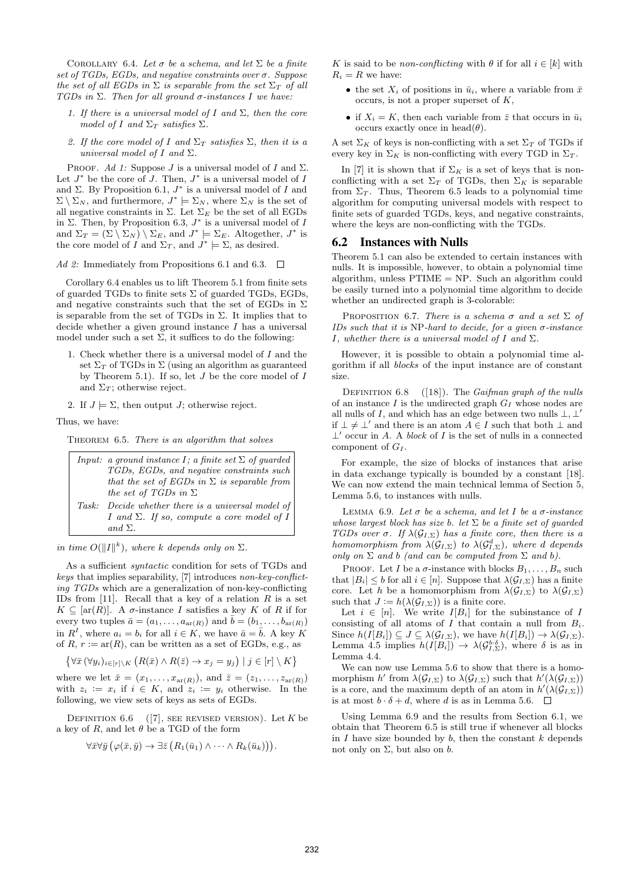COROLLARY 6.4. *Let $\sigma$ be a schema, and let $\Sigma$ be a finite set of TGDs, EGDs, and negative constraints over $\sigma$. Suppose the set of all EGDs in $\Sigma$ is separable from the set $\Sigma_T$ of all TGDs in $\Sigma$. Then for all ground $\sigma$-instances $I$ we have:*

1. *If there is a universal model of $I$ and $\Sigma$, then the core model of $I$ and $\Sigma_T$ satisfies $\Sigma$.*
2. *If the core model of $I$ and $\Sigma_T$ satisfies $\Sigma$, then it is a universal model of $I$ and $\Sigma$.*

PROOF. *Ad 1:* Suppose $J$ is a universal model of $I$ and $\Sigma$. Let $J^*$ be the core of $J$. Then, $J^*$ is a universal model of $I$ and $\Sigma$. By Proposition 6.1, $J^*$ is a universal model of $I$ and $\Sigma \setminus \Sigma_N$, and furthermore, $J^* \models \Sigma_N$, where $\Sigma_N$ is the set of all negative constraints in $\Sigma$. Let $\Sigma_E$ be the set of all EGDs in $\Sigma$. Then, by Proposition 6.3, $J^*$ is a universal model of $I$ and $\Sigma_T = (\Sigma \setminus \Sigma_N) \setminus \Sigma_E$, and $J^* \models \Sigma_E$. Altogether, $J^*$ is the core model of $I$ and $\Sigma_T$, and $J^* \models \Sigma$, as desired.

*Ad 2:* Immediately from Propositions 6.1 and 6.3. □

Corollary 6.4 enables us to lift Theorem 5.1 from finite sets of guarded TGDs to finite sets $\Sigma$ of guarded TGDs, EGDs, and negative constraints such that the set of EGDs in $\Sigma$ is separable from the set of TGDs in $\Sigma$. It implies that to decide whether a given ground instance $I$ has a universal model under such a set $\Sigma$, it suffices to do the following:

1. Check whether there is a universal model of $I$ and the set $\Sigma_T$ of TGDs in $\Sigma$ (using an algorithm as guaranteed by Theorem 5.1). If so, let $J$ be the core model of $I$ and $\Sigma_T$; otherwise reject.
2. If $J \models \Sigma$, then output $J$; otherwise reject.

Thus, we have:

THEOREM 6.5. *There is an algorithm that solves*

| | |
|---|---|
| *Input:* | *a ground instance $I$; a finite set $\Sigma$ of guarded TGDs, EGDs, and negative constraints such that the set of EGDs in $\Sigma$ is separable from the set of TGDs in $\Sigma$* |
| *Task:* | *Decide whether there is a universal model of $I$ and $\Sigma$. If so, compute a core model of $I$ and $\Sigma$.* |

*in time $O(\|I\|^k)$, where $k$ depends only on $\Sigma$.*

As a sufficient *syntactic* condition for sets of TGDs and *keys* that implies separability, [7] introduces *non-key-conflicting TGDs* which are a generalization of non-key-conflicting IDs from [11]. Recall that a key of a relation $R$ is a set $K \subseteq [\mathrm{ar}(R)]$. A $\sigma$-instance $I$ satisfies a key $K$ of $R$ if for every two tuples $\bar{a} = (a_1, \dots, a_{\mathrm{ar}(R)})$ and $\bar{b} = (b_1, \dots, b_{\mathrm{ar}(R)})$ in $R^I$, where $a_i = b_i$ for all $i \in K$, we have $\bar{a} = \bar{b}$. A key $K$ of $R$, $r := \mathrm{ar}(R)$, can be written as a set of EGDs, e.g., as

$$\big\{\forall \bar{x}\, (\forall y_i)_{i \in [r] \setminus K}\, \big(R(\bar{x}) \wedge R(\bar{z}) \to x_j = y_j\big) \mid j \in [r] \setminus K\big\}$$

where we let $\bar{x} = (x_1, \dots, x_{\mathrm{ar}(R)})$, and $\bar{z} = (z_1, \dots, z_{\mathrm{ar}(R)})$ with $z_i := x_i$ if $i \in K$, and $z_i := y_i$ otherwise. In the following, we view sets of keys as sets of EGDs.

DEFINITION 6.6 ([7], SEE REVISED VERSION). Let $K$ be a key of $R$, and let $\theta$ be a TGD of the form

$$\forall \bar{x} \forall \bar{y}\, \big(\varphi(\bar{x}, \bar{y}) \to \exists \bar{z}\, \big(R_1(\bar{u}_1) \wedge \dots \wedge R_k(\bar{u}_k)\big)\big).$$

$K$ is said to be *non-conflicting* with $\theta$ if for all $i \in [k]$ with $R_i = R$ we have:

- the set $X_i$ of positions in $\bar{u}_i$, where a variable from $\bar{x}$ occurs, is not a proper superset of $K$,
- if $X_i = K$, then each variable from $\bar{z}$ that occurs in $\bar{u}_i$ occurs exactly once in $\mathrm{head}(\theta)$.

A set $\Sigma_K$ of keys is non-conflicting with a set $\Sigma_T$ of TGDs if every key in $\Sigma_K$ is non-conflicting with every TGD in $\Sigma_T$.

In [7] it is shown that if $\Sigma_K$ is a set of keys that is non-conflicting with a set $\Sigma_T$ of TGDs, then $\Sigma_K$ is separable from $\Sigma_T$. Thus, Theorem 6.5 leads to a polynomial time algorithm for computing universal models with respect to finite sets of guarded TGDs, keys, and negative constraints, where the keys are non-conflicting with the TGDs.

## 6.2 Instances with Nulls

Theorem 5.1 can also be extended to certain instances with nulls. It is impossible, however, to obtain a polynomial time algorithm, unless PTIME = NP. Such an algorithm could be easily turned into a polynomial time algorithm to decide whether an undirected graph is 3-colorable:

PROPOSITION 6.7. *There is a schema $\sigma$ and a set $\Sigma$ of IDs such that it is* NP*-hard to decide, for a given $\sigma$-instance $I$, whether there is a universal model of $I$ and $\Sigma$.*

However, it is possible to obtain a polynomial time algorithm if all *blocks* of the input instance are of constant size.

DEFINITION 6.8 ([18]). The *Gaifman graph of the nulls* of an instance $I$ is the undirected graph $G_I$ whose nodes are all nulls of $I$, and which has an edge between two nulls $\perp, \perp'$ if $\perp \neq \perp'$ and there is an atom $A \in I$ such that both $\perp$ and $\perp'$ occur in $A$. A *block* of $I$ is the set of nulls in a connected component of $G_I$.

For example, the size of blocks of instances that arise in data exchange typically is bounded by a constant [18]. We can now extend the main technical lemma of Section 5, Lemma 5.6, to instances with nulls.

LEMMA 6.9. *Let $\sigma$ be a schema, and let $I$ be a $\sigma$-instance whose largest block has size $b$. let $\Sigma$ be a finite set of guarded TGDs over $\sigma$. If $\lambda(\mathcal{G}_{I,\Sigma})$ has a finite core, then there is a homomorphism from $\lambda(\mathcal{G}_{I,\Sigma})$ to $\lambda(\mathcal{G}^d_{I,\Sigma})$, where $d$ depends only on $\Sigma$ and $b$ (and can be computed from $\Sigma$ and $b$).*

PROOF. Let $I$ be a $\sigma$-instance with blocks $B_1, \dots, B_n$ such that $|B_i| \leq b$ for all $i \in [n]$. Suppose that $\lambda(\mathcal{G}_{I,\Sigma})$ has a finite core. Let $h$ be a homomorphism from $\lambda(\mathcal{G}_{I,\Sigma})$ to $\lambda(\mathcal{G}_{I,\Sigma})$ such that $J := h(\lambda(\mathcal{G}_{I,\Sigma}))$ is a finite core.

Let $i \in [n]$. We write $I[B_i]$ for the subinstance of $I$ consisting of all atoms of $I$ that contain a null from $B_i$. Since $h(I[B_i]) \subseteq J \subseteq \lambda(\mathcal{G}_{I,\Sigma})$, we have $h(I[B_i]) \to \lambda(\mathcal{G}_{I,\Sigma})$. Lemma 4.5 implies $h(I[B_i]) \to \lambda(\mathcal{G}^{b \cdot \delta}_{I,\Sigma})$, where $\delta$ is as in Lemma 4.4.

We can now use Lemma 5.6 to show that there is a homomorphism $h'$ from $\lambda(\mathcal{G}_{I,\Sigma})$ to $\lambda(\mathcal{G}_{I,\Sigma})$ such that $h'(\lambda(\mathcal{G}_{I,\Sigma}))$ is a core, and the maximum depth of an atom in $h'(\lambda(\mathcal{G}_{I,\Sigma}))$ is at most $b \cdot \delta + d$, where $d$ is as in Lemma 5.6. □

Using Lemma 6.9 and the results from Section 6.1, we obtain that Theorem 6.5 is still true if whenever all blocks in $I$ have size bounded by $b$, then the constant $k$ depends not only on $\Sigma$, but also on $b$.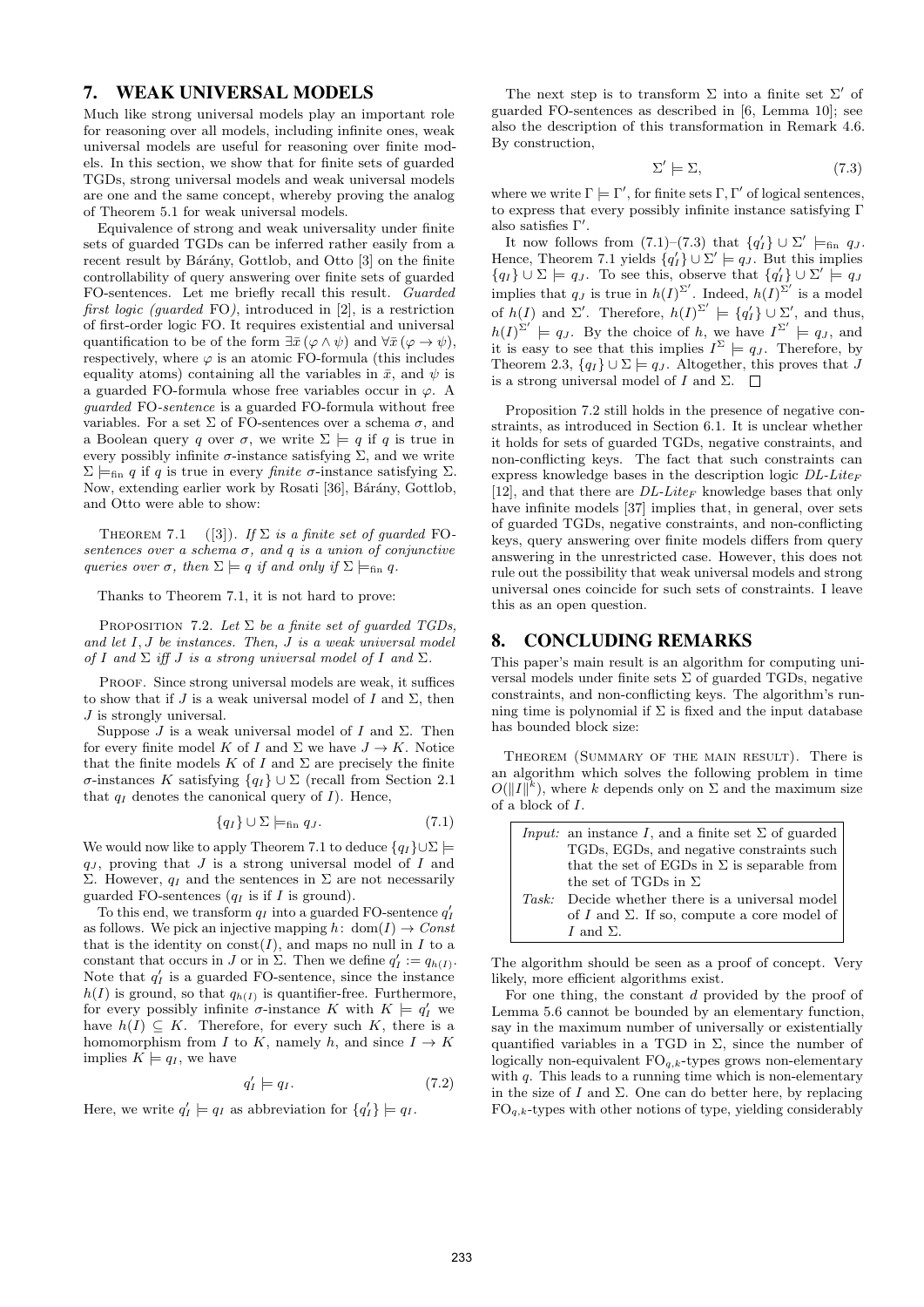## 7. WEAK UNIVERSAL MODELS

Much like strong universal models play an important role for reasoning over all models, including infinite ones, weak universal models are useful for reasoning over finite models. In this section, we show that for finite sets of guarded TGDs, strong universal models and weak universal models are one and the same concept, whereby proving the analog of Theorem 5.1 for weak universal models.

Equivalence of strong and weak universality under finite sets of guarded TGDs can be inferred rather easily from a recent result by Bárány, Gottlob, and Otto [3] on the finite controllability of query answering over finite sets of guarded FO-sentences. Let me briefly recall this result. *Guarded first logic (guarded* FO*)*, introduced in [2], is a restriction of first-order logic FO. It requires existential and universal quantification to be of the form $\exists\bar{x}\,(\varphi \wedge \psi)$ and $\forall\bar{x}\,(\varphi \to \psi)$, respectively, where $\varphi$ is an atomic FO-formula (this includes equality atoms) containing all the variables in $\bar{x}$, and $\psi$ is a guarded FO-formula whose free variables occur in $\varphi$. A *guarded* FO*-sentence* is a guarded FO-formula without free variables. For a set $\Sigma$ of FO-sentences over a schema $\sigma$, and a Boolean query $q$ over $\sigma$, we write $\Sigma \models q$ if $q$ is true in every possibly infinite $\sigma$-instance satisfying $\Sigma$, and we write $\Sigma \models_{\text{fin}} q$ if $q$ is true in every *finite* $\sigma$-instance satisfying $\Sigma$. Now, extending earlier work by Rosati [36], Bárány, Gottlob, and Otto were able to show:

THEOREM 7.1 ([3]). *If $\Sigma$ is a finite set of guarded* FO*-sentences over a schema $\sigma$, and $q$ is a union of conjunctive queries over $\sigma$, then $\Sigma \models q$ if and only if $\Sigma \models_{\text{fin}} q$.*

Thanks to Theorem 7.1, it is not hard to prove:

PROPOSITION 7.2. *Let $\Sigma$ be a finite set of guarded TGDs, and let $I, J$ be instances. Then, $J$ is a weak universal model of $I$ and $\Sigma$ iff $J$ is a strong universal model of $I$ and $\Sigma$.*

PROOF. Since strong universal models are weak, it suffices to show that if $J$ is a weak universal model of $I$ and $\Sigma$, then $J$ is strongly universal.

Suppose $J$ is a weak universal model of $I$ and $\Sigma$. Then for every finite model $K$ of $I$ and $\Sigma$ we have $J \to K$. Notice that the finite models $K$ of $I$ and $\Sigma$ are precisely the finite $\sigma$-instances $K$ satisfying $\{q_I\} \cup \Sigma$ (recall from Section 2.1 that $q_I$ denotes the canonical query of $I$). Hence,

$$\{q_I\} \cup \Sigma \models_{\text{fin}} q_J. \tag{7.1}$$

We would now like to apply Theorem 7.1 to deduce $\{q_I\} \cup \Sigma \models q_J$, proving that $J$ is a strong universal model of $I$ and $\Sigma$. However, $q_I$ and the sentences in $\Sigma$ are not necessarily guarded FO-sentences ($q_I$ is if $I$ is ground).

To this end, we transform $q_I$ into a guarded FO-sentence $q'_I$ as follows. We pick an injective mapping $h\colon \operatorname{dom}(I) \to \mathit{Const}$ that is the identity on $\operatorname{const}(I)$, and maps no null in $I$ to a constant that occurs in $J$ or in $\Sigma$. Then we define $q'_I := q_{h(I)}$. Note that $q'_I$ is a guarded FO-sentence, since the instance $h(I)$ is ground, so that $q_{h(I)}$ is quantifier-free. Furthermore, for every possibly infinite $\sigma$-instance $K$ with $K \models q'_I$ we have $h(I) \subseteq K$. Therefore, for every such $K$, there is a homomorphism from $I$ to $K$, namely $h$, and since $I \to K$ implies $K \models q_I$, we have

$$q'_I \models q_I. \tag{7.2}$$

Here, we write $q'_I \models q_I$ as abbreviation for $\{q'_I\} \models q_I$.

The next step is to transform $\Sigma$ into a finite set $\Sigma'$ of guarded FO-sentences as described in [6, Lemma 10]; see also the description of this transformation in Remark 4.6. By construction,

$$\Sigma' \models \Sigma, \tag{7.3}$$

where we write $\Gamma \models \Gamma'$, for finite sets $\Gamma, \Gamma'$ of logical sentences, to express that every possibly infinite instance satisfying $\Gamma$ also satisfies $\Gamma'$.

It now follows from (7.1)–(7.3) that $\{q'_I\} \cup \Sigma' \models_{\text{fin}} q_J$. Hence, Theorem 7.1 yields $\{q'_I\} \cup \Sigma' \models q_J$. But this implies $\{q_I\} \cup \Sigma \models q_J$. To see this, observe that $\{q'_I\} \cup \Sigma' \models q_J$ implies that $q_J$ is true in $h(I)^{\Sigma'}$. Indeed, $h(I)^{\Sigma'}$ is a model of $h(I)$ and $\Sigma'$. Therefore, $h(I)^{\Sigma'} \models \{q'_I\} \cup \Sigma'$, and thus, $h(I)^{\Sigma'} \models q_J$. By the choice of $h$, we have $I^{\Sigma'} \models q_J$, and it is easy to see that this implies $I^{\Sigma} \models q_J$. Therefore, by Theorem 2.3, $\{q_I\} \cup \Sigma \models q_J$. Altogether, this proves that $J$ is a strong universal model of $I$ and $\Sigma$. □

Proposition 7.2 still holds in the presence of negative constraints, as introduced in Section 6.1. It is unclear whether it holds for sets of guarded TGDs, negative constraints, and non-conflicting keys. The fact that such constraints can express knowledge bases in the description logic *DL-Lite*$_F$ [12], and that there are *DL-Lite*$_F$ knowledge bases that only have infinite models [37] implies that, in general, over sets of guarded TGDs, negative constraints, and non-conflicting keys, query answering over finite models differs from query answering in the unrestricted case. However, this does not rule out the possibility that weak universal models and strong universal ones coincide for such sets of constraints. I leave this as an open question.

## 8. CONCLUDING REMARKS

This paper's main result is an algorithm for computing universal models under finite sets $\Sigma$ of guarded TGDs, negative constraints, and non-conflicting keys. The algorithm's running time is polynomial if $\Sigma$ is fixed and the input database has bounded block size:

THEOREM (SUMMARY OF THE MAIN RESULT). There is an algorithm which solves the following problem in time $O(\|I\|^k)$, where $k$ depends only on $\Sigma$ and the maximum size of a block of $I$.

| | |
|---|---|
| *Input:* | an instance $I$, and a finite set $\Sigma$ of guarded TGDs, EGDs, and negative constraints such that the set of EGDs in $\Sigma$ is separable from the set of TGDs in $\Sigma$ |
| *Task:* | Decide whether there is a universal model of $I$ and $\Sigma$. If so, compute a core model of $I$ and $\Sigma$. |

The algorithm should be seen as a proof of concept. Very likely, more efficient algorithms exist.

For one thing, the constant $d$ provided by the proof of Lemma 5.6 cannot be bounded by an elementary function, say in the maximum number of universally or existentially quantified variables in a TGD in $\Sigma$, since the number of logically non-equivalent $\text{FO}_{q,k}$-types grows non-elementary with $q$. This leads to a running time which is non-elementary in the size of $I$ and $\Sigma$. One can do better here, by replacing $\text{FO}_{q,k}$-types with other notions of type, yielding considerably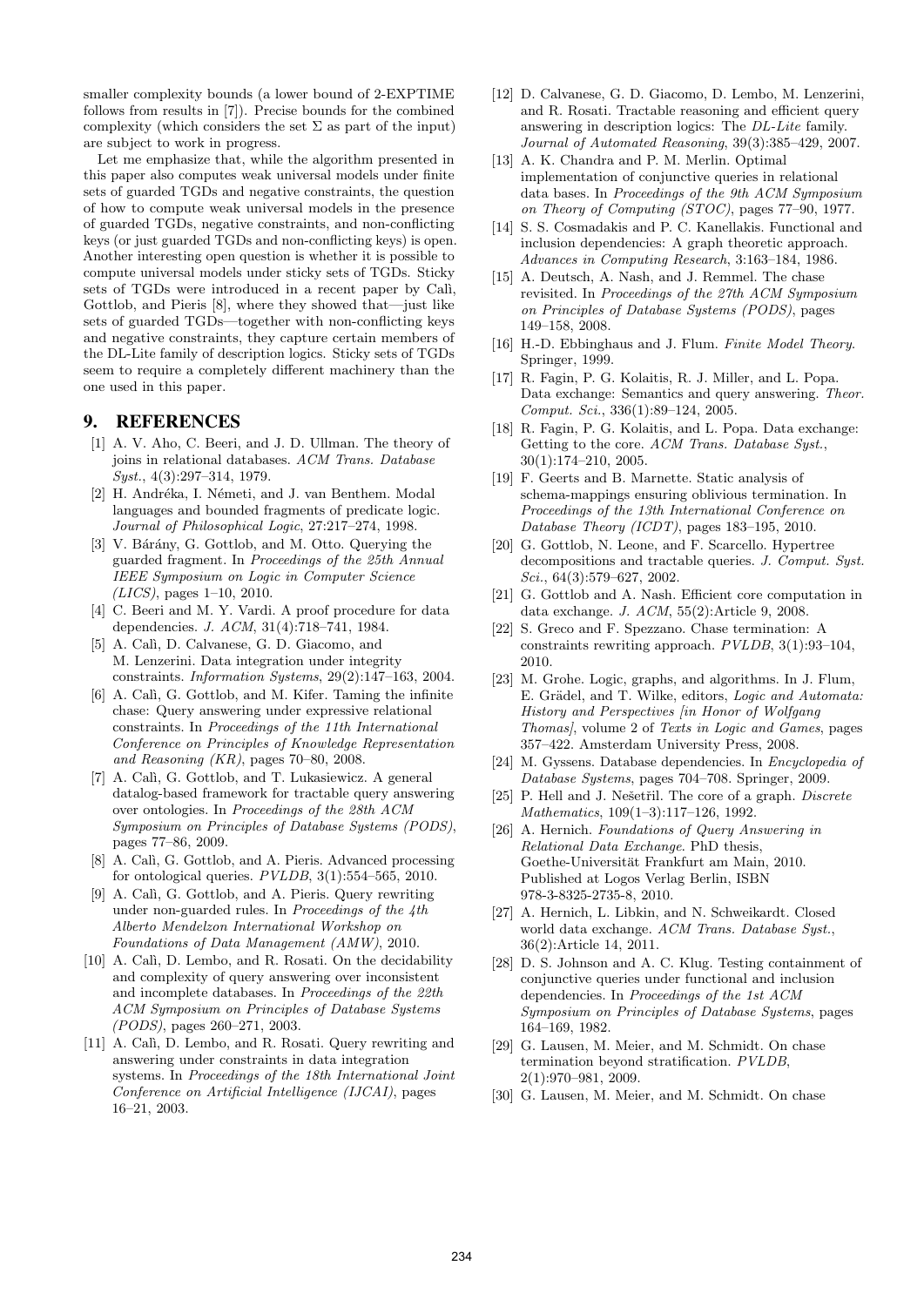smaller complexity bounds (a lower bound of 2-EXPTIME follows from results in [7]). Precise bounds for the combined complexity (which considers the set $\Sigma$ as part of the input) are subject to work in progress.

Let me emphasize that, while the algorithm presented in this paper also computes weak universal models under finite sets of guarded TGDs and negative constraints, the question of how to compute weak universal models in the presence of guarded TGDs, negative constraints, and non-conflicting keys (or just guarded TGDs and non-conflicting keys) is open. Another interesting open question is whether it is possible to compute universal models under sticky sets of TGDs. Sticky sets of TGDs were introduced in a recent paper by Calì, Gottlob, and Pieris [8], where they showed that—just like sets of guarded TGDs—together with non-conflicting keys and negative constraints, they capture certain members of the DL-Lite family of description logics. Sticky sets of TGDs seem to require a completely different machinery than the one used in this paper.

# 9. REFERENCES

[1] A. V. Aho, C. Beeri, and J. D. Ullman. The theory of joins in relational databases. *ACM Trans. Database Syst.*, 4(3):297–314, 1979.

[2] H. Andréka, I. Németi, and J. van Benthem. Modal languages and bounded fragments of predicate logic. *Journal of Philosophical Logic*, 27:217–274, 1998.

[3] V. Bárány, G. Gottlob, and M. Otto. Querying the guarded fragment. In *Proceedings of the 25th Annual IEEE Symposium on Logic in Computer Science (LICS)*, pages 1–10, 2010.

[4] C. Beeri and M. Y. Vardi. A proof procedure for data dependencies. *J. ACM*, 31(4):718–741, 1984.

[5] A. Calì, D. Calvanese, G. D. Giacomo, and M. Lenzerini. Data integration under integrity constraints. *Information Systems*, 29(2):147–163, 2004.

[6] A. Calì, G. Gottlob, and M. Kifer. Taming the infinite chase: Query answering under expressive relational constraints. In *Proceedings of the 11th International Conference on Principles of Knowledge Representation and Reasoning (KR)*, pages 70–80, 2008.

[7] A. Calì, G. Gottlob, and T. Lukasiewicz. A general datalog-based framework for tractable query answering over ontologies. In *Proceedings of the 28th ACM Symposium on Principles of Database Systems (PODS)*, pages 77–86, 2009.

[8] A. Calì, G. Gottlob, and A. Pieris. Advanced processing for ontological queries. *PVLDB*, 3(1):554–565, 2010.

[9] A. Calì, G. Gottlob, and A. Pieris. Query rewriting under non-guarded rules. In *Proceedings of the 4th Alberto Mendelzon International Workshop on Foundations of Data Management (AMW)*, 2010.

[10] A. Calì, D. Lembo, and R. Rosati. On the decidability and complexity of query answering over inconsistent and incomplete databases. In *Proceedings of the 22th ACM Symposium on Principles of Database Systems (PODS)*, pages 260–271, 2003.

[11] A. Calì, D. Lembo, and R. Rosati. Query rewriting and answering under constraints in data integration systems. In *Proceedings of the 18th International Joint Conference on Artificial Intelligence (IJCAI)*, pages 16–21, 2003.

[12] D. Calvanese, G. D. Giacomo, D. Lembo, M. Lenzerini, and R. Rosati. Tractable reasoning and efficient query answering in description logics: The *DL-Lite* family. *Journal of Automated Reasoning*, 39(3):385–429, 2007.

[13] A. K. Chandra and P. M. Merlin. Optimal implementation of conjunctive queries in relational data bases. In *Proceedings of the 9th ACM Symposium on Theory of Computing (STOC)*, pages 77–90, 1977.

[14] S. S. Cosmadakis and P. C. Kanellakis. Functional and inclusion dependencies: A graph theoretic approach. *Advances in Computing Research*, 3:163–184, 1986.

[15] A. Deutsch, A. Nash, and J. Remmel. The chase revisited. In *Proceedings of the 27th ACM Symposium on Principles of Database Systems (PODS)*, pages 149–158, 2008.

[16] H.-D. Ebbinghaus and J. Flum. *Finite Model Theory*. Springer, 1999.

[17] R. Fagin, P. G. Kolaitis, R. J. Miller, and L. Popa. Data exchange: Semantics and query answering. *Theor. Comput. Sci.*, 336(1):89–124, 2005.

[18] R. Fagin, P. G. Kolaitis, and L. Popa. Data exchange: Getting to the core. *ACM Trans. Database Syst.*, 30(1):174–210, 2005.

[19] F. Geerts and B. Marnette. Static analysis of schema-mappings ensuring oblivious termination. In *Proceedings of the 13th International Conference on Database Theory (ICDT)*, pages 183–195, 2010.

[20] G. Gottlob, N. Leone, and F. Scarcello. Hypertree decompositions and tractable queries. *J. Comput. Syst. Sci.*, 64(3):579–627, 2002.

[21] G. Gottlob and A. Nash. Efficient core computation in data exchange. *J. ACM*, 55(2):Article 9, 2008.

[22] S. Greco and F. Spezzano. Chase termination: A constraints rewriting approach. *PVLDB*, 3(1):93–104, 2010.

[23] M. Grohe. Logic, graphs, and algorithms. In J. Flum, E. Grädel, and T. Wilke, editors, *Logic and Automata: History and Perspectives [in Honor of Wolfgang Thomas]*, volume 2 of *Texts in Logic and Games*, pages 357–422. Amsterdam University Press, 2008.

[24] M. Gyssens. Database dependencies. In *Encyclopedia of Database Systems*, pages 704–708. Springer, 2009.

[25] P. Hell and J. Nešetřil. The core of a graph. *Discrete Mathematics*, 109(1–3):117–126, 1992.

[26] A. Hernich. *Foundations of Query Answering in Relational Data Exchange*. PhD thesis, Goethe-Universität Frankfurt am Main, 2010. Published at Logos Verlag Berlin, ISBN 978-3-8325-2735-8, 2010.

[27] A. Hernich, L. Libkin, and N. Schweikardt. Closed world data exchange. *ACM Trans. Database Syst.*, 36(2):Article 14, 2011.

[28] D. S. Johnson and A. C. Klug. Testing containment of conjunctive queries under functional and inclusion dependencies. In *Proceedings of the 1st ACM Symposium on Principles of Database Systems*, pages 164–169, 1982.

[29] G. Lausen, M. Meier, and M. Schmidt. On chase termination beyond stratification. *PVLDB*, 2(1):970–981, 2009.

[30] G. Lausen, M. Meier, and M. Schmidt. On chase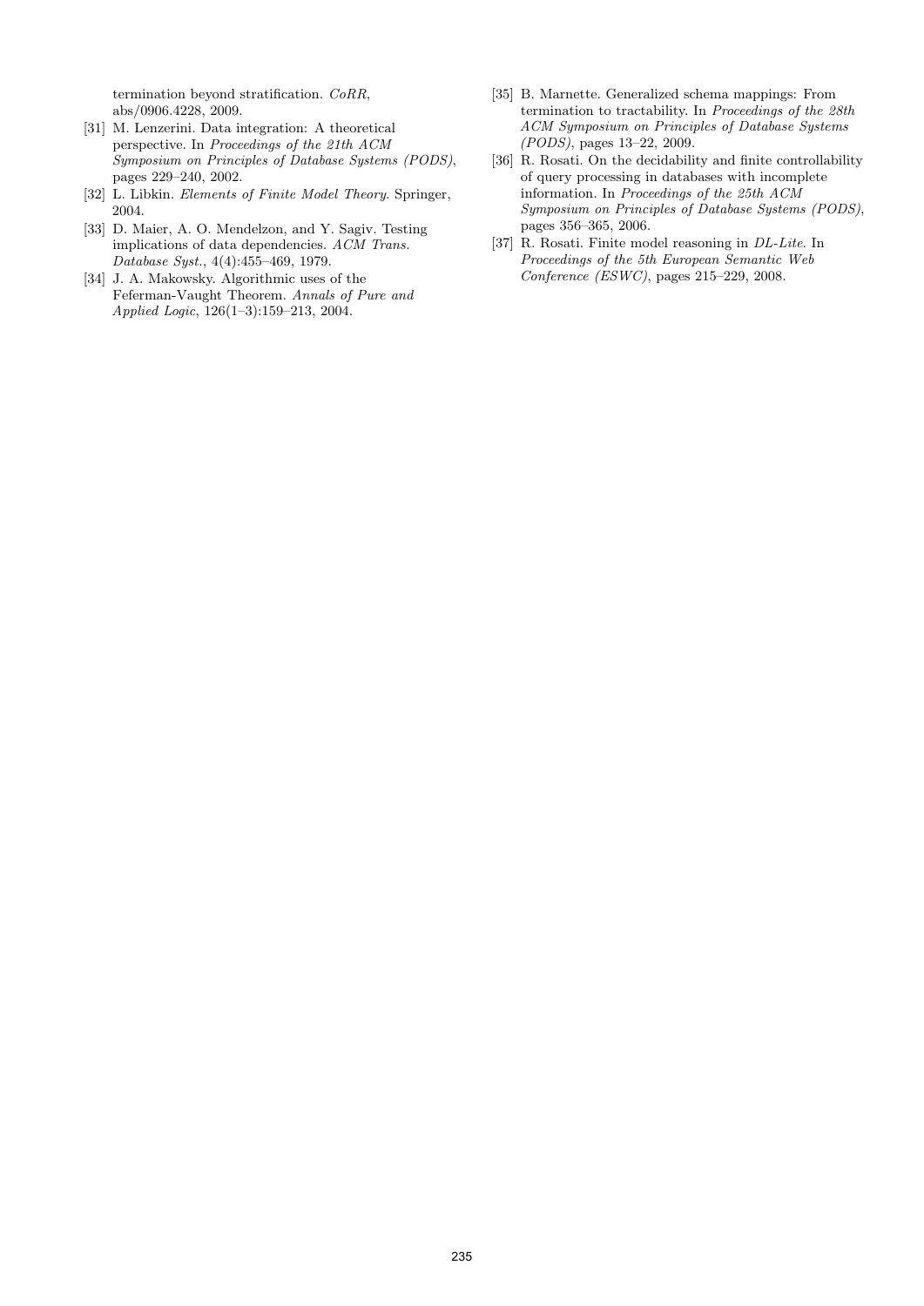termination beyond stratification. *CoRR*, abs/0906.4228, 2009.

[31] M. Lenzerini. Data integration: A theoretical perspective. In *Proceedings of the 21th ACM Symposium on Principles of Database Systems (PODS)*, pages 229–240, 2002.

[32] L. Libkin. *Elements of Finite Model Theory*. Springer, 2004.

[33] D. Maier, A. O. Mendelzon, and Y. Sagiv. Testing implications of data dependencies. *ACM Trans. Database Syst.*, 4(4):455–469, 1979.

[34] J. A. Makowsky. Algorithmic uses of the Feferman-Vaught Theorem. *Annals of Pure and Applied Logic*, 126(1–3):159–213, 2004.

[35] B. Marnette. Generalized schema mappings: From termination to tractability. In *Proceedings of the 28th ACM Symposium on Principles of Database Systems (PODS)*, pages 13–22, 2009.

[36] R. Rosati. On the decidability and finite controllability of query processing in databases with incomplete information. In *Proceedings of the 25th ACM Symposium on Principles of Database Systems (PODS)*, pages 356–365, 2006.

[37] R. Rosati. Finite model reasoning in *DL-Lite*. In *Proceedings of the 5th European Semantic Web Conference (ESWC)*, pages 215–229, 2008.